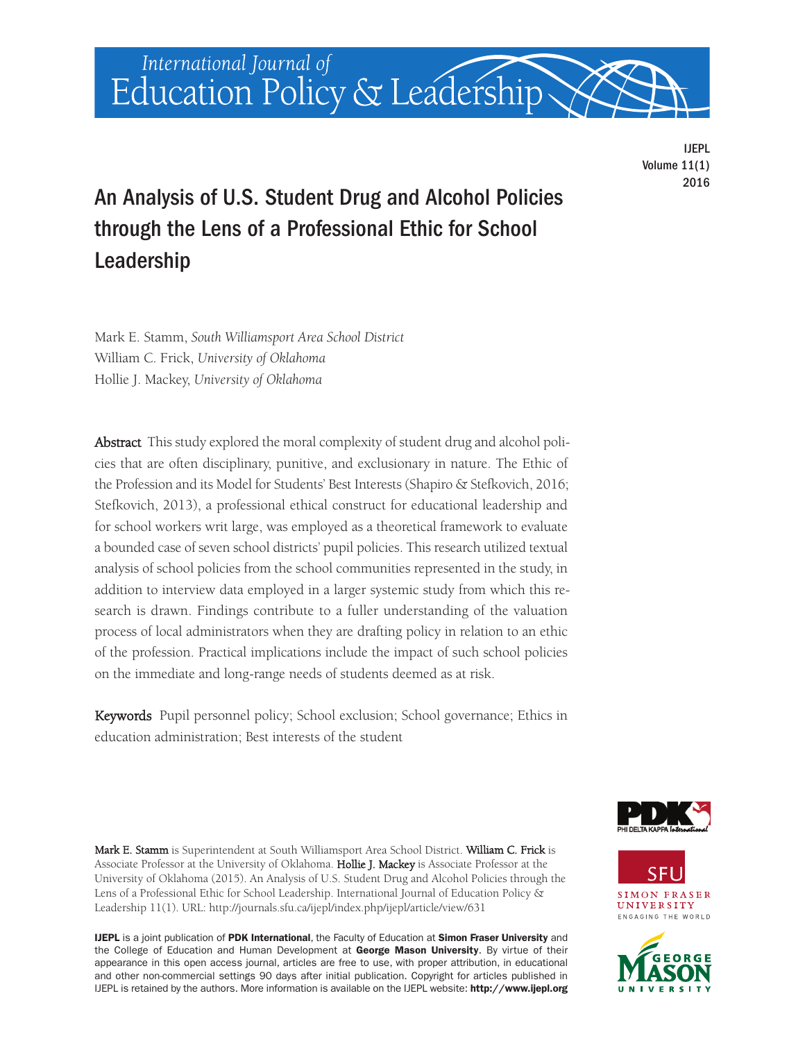International Journal of Education Policy & Leadership

IJEPL
Volume 11(1)
2016

# An Analysis of U.S. Student Drug and Alcohol Policies through the Lens of a Professional Ethic for School Leadership

Mark E. Stamm, *South Williamsport Area School District*
William C. Frick, *University of Oklahoma*
Hollie J. Mackey, *University of Oklahoma*

**Abstract** This study explored the moral complexity of student drug and alcohol policies that are often disciplinary, punitive, and exclusionary in nature. The Ethic of the Profession and its Model for Students' Best Interests (Shapiro & Stefkovich, 2016; Stefkovich, 2013), a professional ethical construct for educational leadership and for school workers writ large, was employed as a theoretical framework to evaluate a bounded case of seven school districts' pupil policies. This research utilized textual analysis of school policies from the school communities represented in the study, in addition to interview data employed in a larger systemic study from which this research is drawn. Findings contribute to a fuller understanding of the valuation process of local administrators when they are drafting policy in relation to an ethic of the profession. Practical implications include the impact of such school policies on the immediate and long-range needs of students deemed as at risk.

**Keywords** Pupil personnel policy; School exclusion; School governance; Ethics in education administration; Best interests of the student

**Mark E. Stamm** is Superintendent at South Williamsport Area School District. **William C. Frick** is Associate Professor at the University of Oklahoma. **Hollie J. Mackey** is Associate Professor at the University of Oklahoma (2015). An Analysis of U.S. Student Drug and Alcohol Policies through the Lens of a Professional Ethic for School Leadership. International Journal of Education Policy & Leadership 11(1). URL: http://journals.sfu.ca/ijepl/index.php/ijepl/article/view/631

**IJEPL** is a joint publication of **PDK International**, the Faculty of Education at **Simon Fraser University** and the College of Education and Human Development at **George Mason University**. By virtue of their appearance in this open access journal, articles are free to use, with proper attribution, in educational and other non-commercial settings 90 days after initial publication. Copyright for articles published in IJEPL is retained by the authors. More information is available on the IJEPL website: **http://www.ijepl.org**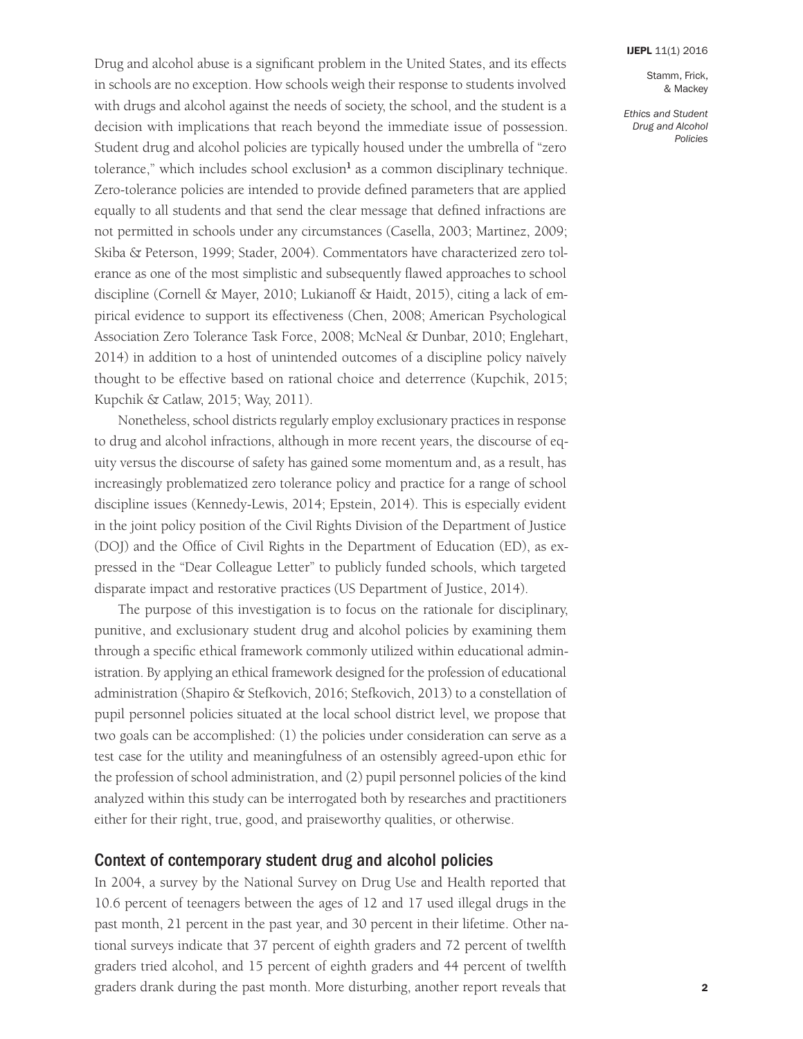Drug and alcohol abuse is a significant problem in the United States, and its effects in schools are no exception. How schools weigh their response to students involved with drugs and alcohol against the needs of society, the school, and the student is a decision with implications that reach beyond the immediate issue of possession. Student drug and alcohol policies are typically housed under the umbrella of "zero tolerance," which includes school exclusion[1] as a common disciplinary technique. Zero-tolerance policies are intended to provide defined parameters that are applied equally to all students and that send the clear message that defined infractions are not permitted in schools under any circumstances (Casella, 2003; Martinez, 2009; Skiba & Peterson, 1999; Stader, 2004). Commentators have characterized zero tolerance as one of the most simplistic and subsequently flawed approaches to school discipline (Cornell & Mayer, 2010; Lukianoff & Haidt, 2015), citing a lack of empirical evidence to support its effectiveness (Chen, 2008; American Psychological Association Zero Tolerance Task Force, 2008; McNeal & Dunbar, 2010; Englehart, 2014) in addition to a host of unintended outcomes of a discipline policy naïvely thought to be effective based on rational choice and deterrence (Kupchik, 2015; Kupchik & Catlaw, 2015; Way, 2011).

Nonetheless, school districts regularly employ exclusionary practices in response to drug and alcohol infractions, although in more recent years, the discourse of equity versus the discourse of safety has gained some momentum and, as a result, has increasingly problematized zero tolerance policy and practice for a range of school discipline issues (Kennedy-Lewis, 2014; Epstein, 2014). This is especially evident in the joint policy position of the Civil Rights Division of the Department of Justice (DOJ) and the Office of Civil Rights in the Department of Education (ED), as expressed in the "Dear Colleague Letter" to publicly funded schools, which targeted disparate impact and restorative practices (US Department of Justice, 2014).

The purpose of this investigation is to focus on the rationale for disciplinary, punitive, and exclusionary student drug and alcohol policies by examining them through a specific ethical framework commonly utilized within educational administration. By applying an ethical framework designed for the profession of educational administration (Shapiro & Stefkovich, 2016; Stefkovich, 2013) to a constellation of pupil personnel policies situated at the local school district level, we propose that two goals can be accomplished: (1) the policies under consideration can serve as a test case for the utility and meaningfulness of an ostensibly agreed-upon ethic for the profession of school administration, and (2) pupil personnel policies of the kind analyzed within this study can be interrogated both by researches and practitioners either for their right, true, good, and praiseworthy qualities, or otherwise.

## Context of contemporary student drug and alcohol policies

In 2004, a survey by the National Survey on Drug Use and Health reported that 10.6 percent of teenagers between the ages of 12 and 17 used illegal drugs in the past month, 21 percent in the past year, and 30 percent in their lifetime. Other national surveys indicate that 37 percent of eighth graders and 72 percent of twelfth graders tried alcohol, and 15 percent of eighth graders and 44 percent of twelfth graders drank during the past month. More disturbing, another report reveals that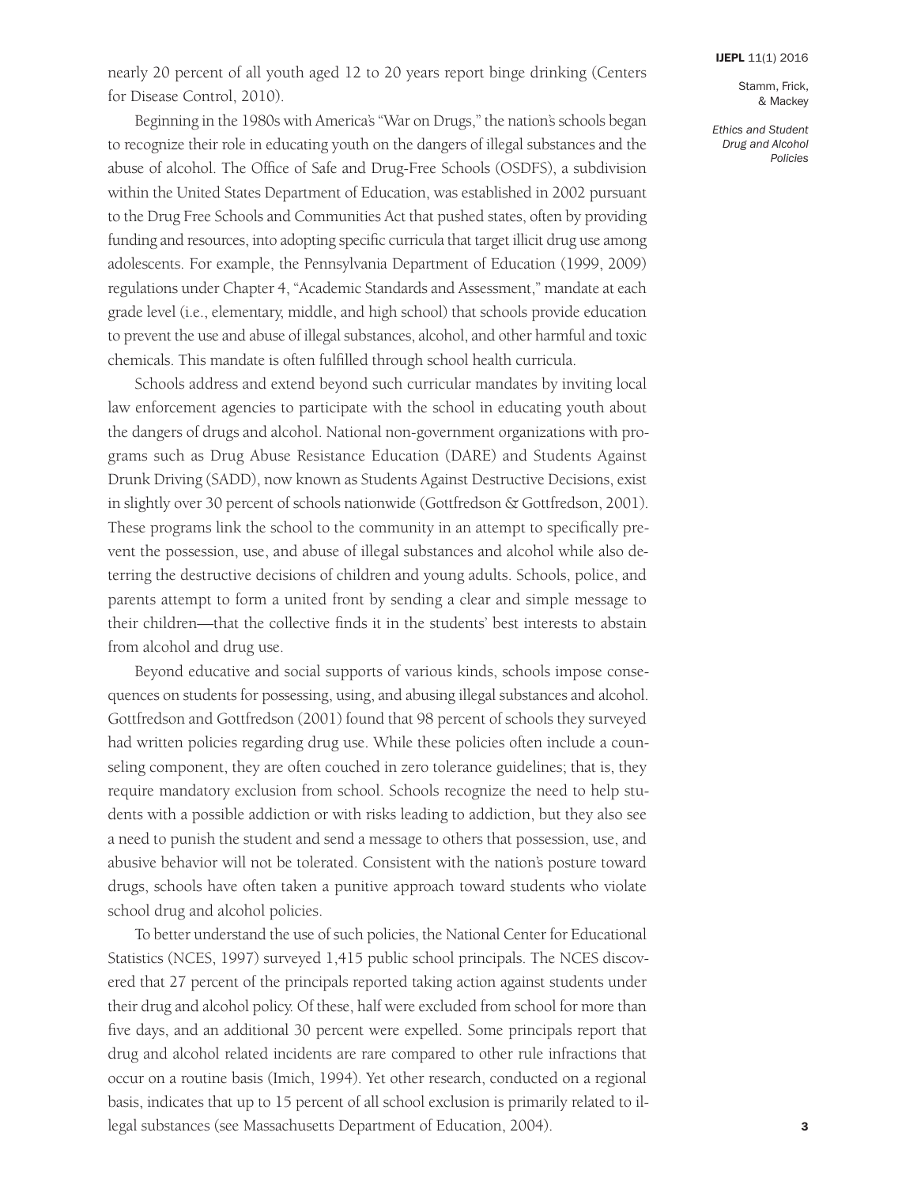nearly 20 percent of all youth aged 12 to 20 years report binge drinking (Centers for Disease Control, 2010).

Beginning in the 1980s with America's "War on Drugs," the nation's schools began to recognize their role in educating youth on the dangers of illegal substances and the abuse of alcohol. The Office of Safe and Drug-Free Schools (OSDFS), a subdivision within the United States Department of Education, was established in 2002 pursuant to the Drug Free Schools and Communities Act that pushed states, often by providing funding and resources, into adopting specific curricula that target illicit drug use among adolescents. For example, the Pennsylvania Department of Education (1999, 2009) regulations under Chapter 4, "Academic Standards and Assessment," mandate at each grade level (i.e., elementary, middle, and high school) that schools provide education to prevent the use and abuse of illegal substances, alcohol, and other harmful and toxic chemicals. This mandate is often fulfilled through school health curricula.

Schools address and extend beyond such curricular mandates by inviting local law enforcement agencies to participate with the school in educating youth about the dangers of drugs and alcohol. National non-government organizations with programs such as Drug Abuse Resistance Education (DARE) and Students Against Drunk Driving (SADD), now known as Students Against Destructive Decisions, exist in slightly over 30 percent of schools nationwide (Gottfredson & Gottfredson, 2001). These programs link the school to the community in an attempt to specifically prevent the possession, use, and abuse of illegal substances and alcohol while also deterring the destructive decisions of children and young adults. Schools, police, and parents attempt to form a united front by sending a clear and simple message to their children—that the collective finds it in the students' best interests to abstain from alcohol and drug use.

Beyond educative and social supports of various kinds, schools impose consequences on students for possessing, using, and abusing illegal substances and alcohol. Gottfredson and Gottfredson (2001) found that 98 percent of schools they surveyed had written policies regarding drug use. While these policies often include a counseling component, they are often couched in zero tolerance guidelines; that is, they require mandatory exclusion from school. Schools recognize the need to help students with a possible addiction or with risks leading to addiction, but they also see a need to punish the student and send a message to others that possession, use, and abusive behavior will not be tolerated. Consistent with the nation's posture toward drugs, schools have often taken a punitive approach toward students who violate school drug and alcohol policies.

To better understand the use of such policies, the National Center for Educational Statistics (NCES, 1997) surveyed 1,415 public school principals. The NCES discovered that 27 percent of the principals reported taking action against students under their drug and alcohol policy. Of these, half were excluded from school for more than five days, and an additional 30 percent were expelled. Some principals report that drug and alcohol related incidents are rare compared to other rule infractions that occur on a routine basis (Imich, 1994). Yet other research, conducted on a regional basis, indicates that up to 15 percent of all school exclusion is primarily related to illegal substances (see Massachusetts Department of Education, 2004).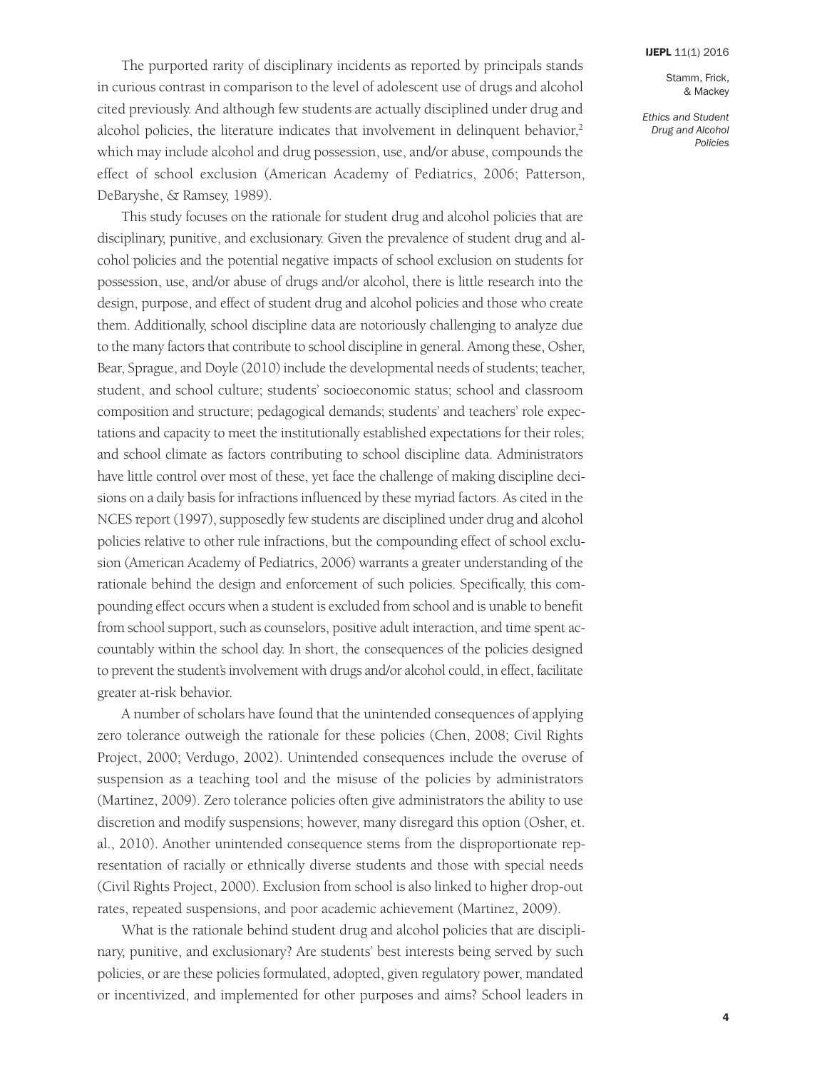The purported rarity of disciplinary incidents as reported by principals stands in curious contrast in comparison to the level of adolescent use of drugs and alcohol cited previously. And although few students are actually disciplined under drug and alcohol policies, the literature indicates that involvement in delinquent behavior,[2] which may include alcohol and drug possession, use, and/or abuse, compounds the effect of school exclusion (American Academy of Pediatrics, 2006; Patterson, DeBaryshe, & Ramsey, 1989).

This study focuses on the rationale for student drug and alcohol policies that are disciplinary, punitive, and exclusionary. Given the prevalence of student drug and alcohol policies and the potential negative impacts of school exclusion on students for possession, use, and/or abuse of drugs and/or alcohol, there is little research into the design, purpose, and effect of student drug and alcohol policies and those who create them. Additionally, school discipline data are notoriously challenging to analyze due to the many factors that contribute to school discipline in general. Among these, Osher, Bear, Sprague, and Doyle (2010) include the developmental needs of students; teacher, student, and school culture; students' socioeconomic status; school and classroom composition and structure; pedagogical demands; students' and teachers' role expectations and capacity to meet the institutionally established expectations for their roles; and school climate as factors contributing to school discipline data. Administrators have little control over most of these, yet face the challenge of making discipline decisions on a daily basis for infractions influenced by these myriad factors. As cited in the NCES report (1997), supposedly few students are disciplined under drug and alcohol policies relative to other rule infractions, but the compounding effect of school exclusion (American Academy of Pediatrics, 2006) warrants a greater understanding of the rationale behind the design and enforcement of such policies. Specifically, this compounding effect occurs when a student is excluded from school and is unable to benefit from school support, such as counselors, positive adult interaction, and time spent accountably within the school day. In short, the consequences of the policies designed to prevent the student's involvement with drugs and/or alcohol could, in effect, facilitate greater at-risk behavior.

A number of scholars have found that the unintended consequences of applying zero tolerance outweigh the rationale for these policies (Chen, 2008; Civil Rights Project, 2000; Verdugo, 2002). Unintended consequences include the overuse of suspension as a teaching tool and the misuse of the policies by administrators (Martinez, 2009). Zero tolerance policies often give administrators the ability to use discretion and modify suspensions; however, many disregard this option (Osher, et. al., 2010). Another unintended consequence stems from the disproportionate representation of racially or ethnically diverse students and those with special needs (Civil Rights Project, 2000). Exclusion from school is also linked to higher drop-out rates, repeated suspensions, and poor academic achievement (Martinez, 2009).

What is the rationale behind student drug and alcohol policies that are disciplinary, punitive, and exclusionary? Are students' best interests being served by such policies, or are these policies formulated, adopted, given regulatory power, mandated or incentivized, and implemented for other purposes and aims? School leaders in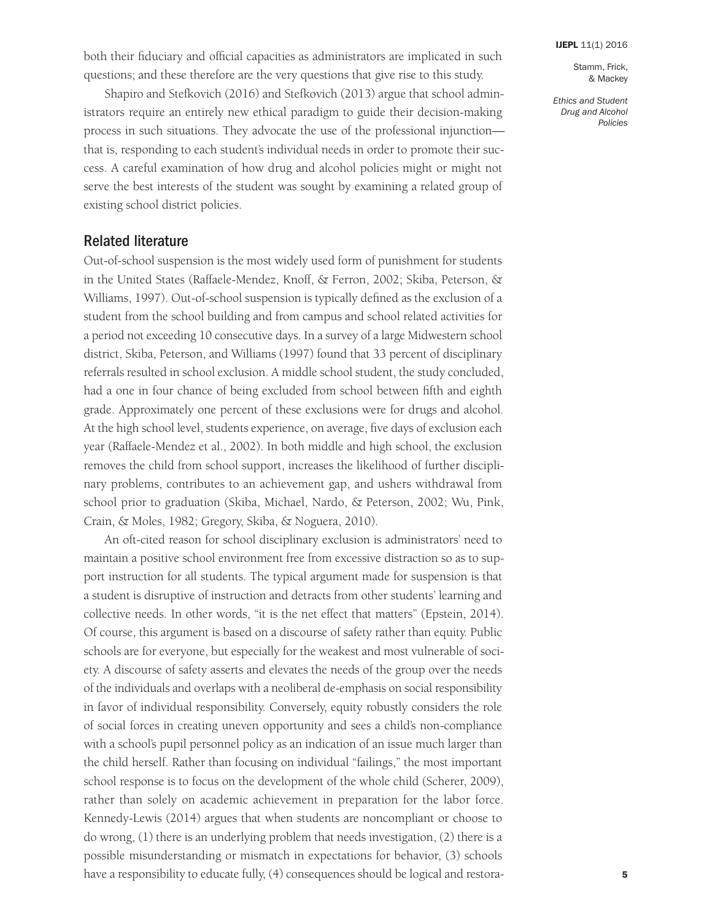both their fiduciary and official capacities as administrators are implicated in such questions; and these therefore are the very questions that give rise to this study.

Shapiro and Stefkovich (2016) and Stefkovich (2013) argue that school administrators require an entirely new ethical paradigm to guide their decision-making process in such situations. They advocate the use of the professional injunction—that is, responding to each student's individual needs in order to promote their success. A careful examination of how drug and alcohol policies might or might not serve the best interests of the student was sought by examining a related group of existing school district policies.

## Related literature

Out-of-school suspension is the most widely used form of punishment for students in the United States (Raffaele-Mendez, Knoff, & Ferron, 2002; Skiba, Peterson, & Williams, 1997). Out-of-school suspension is typically defined as the exclusion of a student from the school building and from campus and school related activities for a period not exceeding 10 consecutive days. In a survey of a large Midwestern school district, Skiba, Peterson, and Williams (1997) found that 33 percent of disciplinary referrals resulted in school exclusion. A middle school student, the study concluded, had a one in four chance of being excluded from school between fifth and eighth grade. Approximately one percent of these exclusions were for drugs and alcohol. At the high school level, students experience, on average, five days of exclusion each year (Raffaele-Mendez et al., 2002). In both middle and high school, the exclusion removes the child from school support, increases the likelihood of further disciplinary problems, contributes to an achievement gap, and ushers withdrawal from school prior to graduation (Skiba, Michael, Nardo, & Peterson, 2002; Wu, Pink, Crain, & Moles, 1982; Gregory, Skiba, & Noguera, 2010).

An oft-cited reason for school disciplinary exclusion is administrators' need to maintain a positive school environment free from excessive distraction so as to support instruction for all students. The typical argument made for suspension is that a student is disruptive of instruction and detracts from other students' learning and collective needs. In other words, "it is the net effect that matters" (Epstein, 2014). Of course, this argument is based on a discourse of safety rather than equity. Public schools are for everyone, but especially for the weakest and most vulnerable of society. A discourse of safety asserts and elevates the needs of the group over the needs of the individuals and overlaps with a neoliberal de-emphasis on social responsibility in favor of individual responsibility. Conversely, equity robustly considers the role of social forces in creating uneven opportunity and sees a child's non-compliance with a school's pupil personnel policy as an indication of an issue much larger than the child herself. Rather than focusing on individual "failings," the most important school response is to focus on the development of the whole child (Scherer, 2009), rather than solely on academic achievement in preparation for the labor force. Kennedy-Lewis (2014) argues that when students are noncompliant or choose to do wrong, (1) there is an underlying problem that needs investigation, (2) there is a possible misunderstanding or mismatch in expectations for behavior, (3) schools have a responsibility to educate fully, (4) consequences should be logical and restora-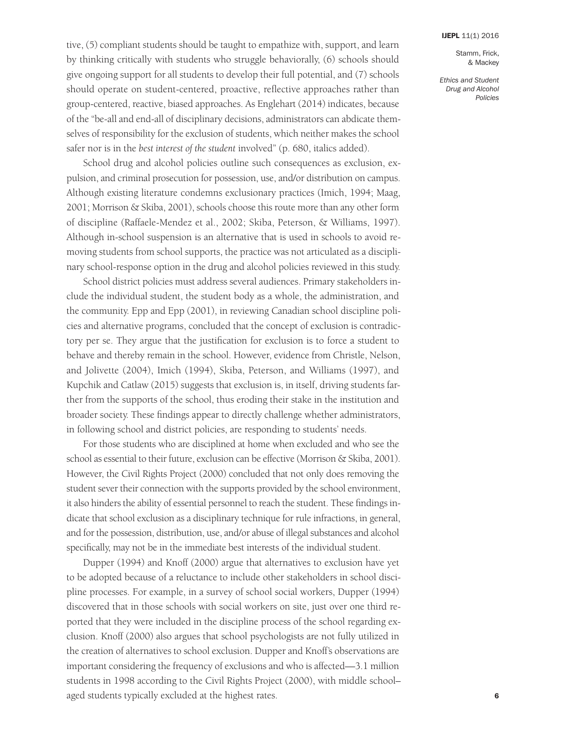tive, (5) compliant students should be taught to empathize with, support, and learn by thinking critically with students who struggle behaviorally, (6) schools should give ongoing support for all students to develop their full potential, and (7) schools should operate on student-centered, proactive, reflective approaches rather than group-centered, reactive, biased approaches. As Englehart (2014) indicates, because of the "be-all and end-all of disciplinary decisions, administrators can abdicate themselves of responsibility for the exclusion of students, which neither makes the school safer nor is in the *best interest of the student* involved" (p. 680, italics added).

School drug and alcohol policies outline such consequences as exclusion, expulsion, and criminal prosecution for possession, use, and/or distribution on campus. Although existing literature condemns exclusionary practices (Imich, 1994; Maag, 2001; Morrison & Skiba, 2001), schools choose this route more than any other form of discipline (Raffaele-Mendez et al., 2002; Skiba, Peterson, & Williams, 1997). Although in-school suspension is an alternative that is used in schools to avoid removing students from school supports, the practice was not articulated as a disciplinary school-response option in the drug and alcohol policies reviewed in this study.

School district policies must address several audiences. Primary stakeholders include the individual student, the student body as a whole, the administration, and the community. Epp and Epp (2001), in reviewing Canadian school discipline policies and alternative programs, concluded that the concept of exclusion is contradictory per se. They argue that the justification for exclusion is to force a student to behave and thereby remain in the school. However, evidence from Christle, Nelson, and Jolivette (2004), Imich (1994), Skiba, Peterson, and Williams (1997), and Kupchik and Catlaw (2015) suggests that exclusion is, in itself, driving students farther from the supports of the school, thus eroding their stake in the institution and broader society. These findings appear to directly challenge whether administrators, in following school and district policies, are responding to students' needs.

For those students who are disciplined at home when excluded and who see the school as essential to their future, exclusion can be effective (Morrison & Skiba, 2001). However, the Civil Rights Project (2000) concluded that not only does removing the student sever their connection with the supports provided by the school environment, it also hinders the ability of essential personnel to reach the student. These findings indicate that school exclusion as a disciplinary technique for rule infractions, in general, and for the possession, distribution, use, and/or abuse of illegal substances and alcohol specifically, may not be in the immediate best interests of the individual student.

Dupper (1994) and Knoff (2000) argue that alternatives to exclusion have yet to be adopted because of a reluctance to include other stakeholders in school discipline processes. For example, in a survey of school social workers, Dupper (1994) discovered that in those schools with social workers on site, just over one third reported that they were included in the discipline process of the school regarding exclusion. Knoff (2000) also argues that school psychologists are not fully utilized in the creation of alternatives to school exclusion. Dupper and Knoff's observations are important considering the frequency of exclusions and who is affected—3.1 million students in 1998 according to the Civil Rights Project (2000), with middle school–aged students typically excluded at the highest rates.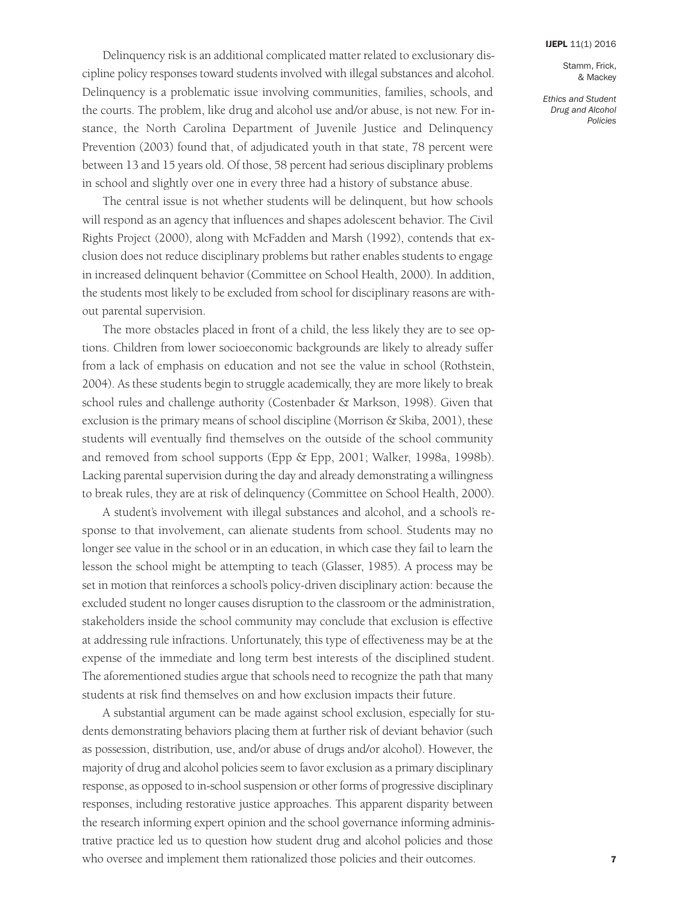Delinquency risk is an additional complicated matter related to exclusionary discipline policy responses toward students involved with illegal substances and alcohol. Delinquency is a problematic issue involving communities, families, schools, and the courts. The problem, like drug and alcohol use and/or abuse, is not new. For instance, the North Carolina Department of Juvenile Justice and Delinquency Prevention (2003) found that, of adjudicated youth in that state, 78 percent were between 13 and 15 years old. Of those, 58 percent had serious disciplinary problems in school and slightly over one in every three had a history of substance abuse.

The central issue is not whether students will be delinquent, but how schools will respond as an agency that influences and shapes adolescent behavior. The Civil Rights Project (2000), along with McFadden and Marsh (1992), contends that exclusion does not reduce disciplinary problems but rather enables students to engage in increased delinquent behavior (Committee on School Health, 2000). In addition, the students most likely to be excluded from school for disciplinary reasons are without parental supervision.

The more obstacles placed in front of a child, the less likely they are to see options. Children from lower socioeconomic backgrounds are likely to already suffer from a lack of emphasis on education and not see the value in school (Rothstein, 2004). As these students begin to struggle academically, they are more likely to break school rules and challenge authority (Costenbader & Markson, 1998). Given that exclusion is the primary means of school discipline (Morrison & Skiba, 2001), these students will eventually find themselves on the outside of the school community and removed from school supports (Epp & Epp, 2001; Walker, 1998a, 1998b). Lacking parental supervision during the day and already demonstrating a willingness to break rules, they are at risk of delinquency (Committee on School Health, 2000).

A student's involvement with illegal substances and alcohol, and a school's response to that involvement, can alienate students from school. Students may no longer see value in the school or in an education, in which case they fail to learn the lesson the school might be attempting to teach (Glasser, 1985). A process may be set in motion that reinforces a school's policy-driven disciplinary action: because the excluded student no longer causes disruption to the classroom or the administration, stakeholders inside the school community may conclude that exclusion is effective at addressing rule infractions. Unfortunately, this type of effectiveness may be at the expense of the immediate and long term best interests of the disciplined student. The aforementioned studies argue that schools need to recognize the path that many students at risk find themselves on and how exclusion impacts their future.

A substantial argument can be made against school exclusion, especially for students demonstrating behaviors placing them at further risk of deviant behavior (such as possession, distribution, use, and/or abuse of drugs and/or alcohol). However, the majority of drug and alcohol policies seem to favor exclusion as a primary disciplinary response, as opposed to in-school suspension or other forms of progressive disciplinary responses, including restorative justice approaches. This apparent disparity between the research informing expert opinion and the school governance informing administrative practice led us to question how student drug and alcohol policies and those who oversee and implement them rationalized those policies and their outcomes.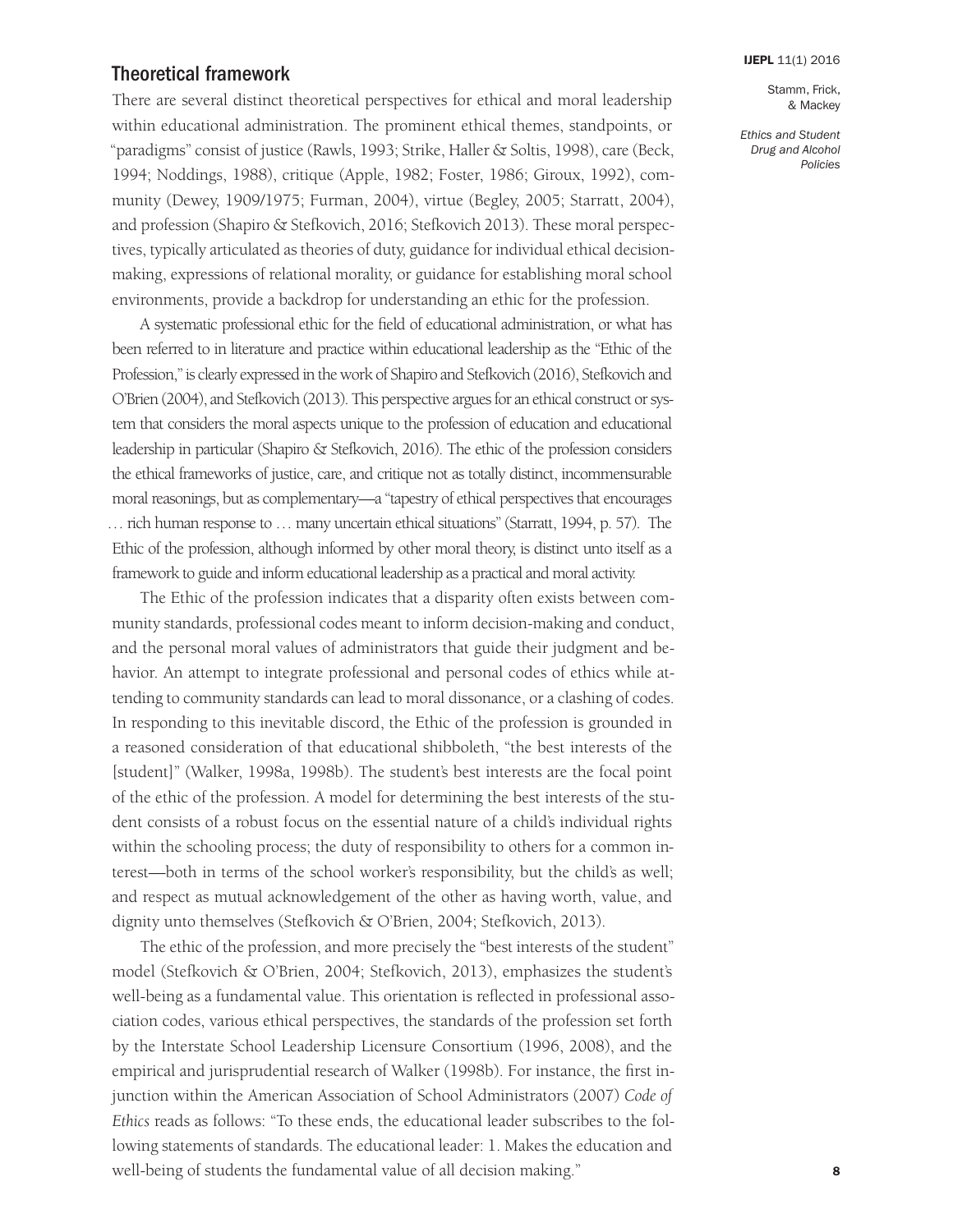## Theoretical framework

There are several distinct theoretical perspectives for ethical and moral leadership within educational administration. The prominent ethical themes, standpoints, or "paradigms" consist of justice (Rawls, 1993; Strike, Haller & Soltis, 1998), care (Beck, 1994; Noddings, 1988), critique (Apple, 1982; Foster, 1986; Giroux, 1992), community (Dewey, 1909/1975; Furman, 2004), virtue (Begley, 2005; Starratt, 2004), and profession (Shapiro & Stefkovich, 2016; Stefkovich 2013). These moral perspectives, typically articulated as theories of duty, guidance for individual ethical decision-making, expressions of relational morality, or guidance for establishing moral school environments, provide a backdrop for understanding an ethic for the profession.

A systematic professional ethic for the field of educational administration, or what has been referred to in literature and practice within educational leadership as the "Ethic of the Profession," is clearly expressed in the work of Shapiro and Stefkovich (2016), Stefkovich and O'Brien (2004), and Stefkovich (2013). This perspective argues for an ethical construct or system that considers the moral aspects unique to the profession of education and educational leadership in particular (Shapiro & Stefkovich, 2016). The ethic of the profession considers the ethical frameworks of justice, care, and critique not as totally distinct, incommensurable moral reasonings, but as complementary—a "tapestry of ethical perspectives that encourages … rich human response to … many uncertain ethical situations" (Starratt, 1994, p. 57). The Ethic of the profession, although informed by other moral theory, is distinct unto itself as a framework to guide and inform educational leadership as a practical and moral activity.

The Ethic of the profession indicates that a disparity often exists between community standards, professional codes meant to inform decision-making and conduct, and the personal moral values of administrators that guide their judgment and behavior. An attempt to integrate professional and personal codes of ethics while attending to community standards can lead to moral dissonance, or a clashing of codes. In responding to this inevitable discord, the Ethic of the profession is grounded in a reasoned consideration of that educational shibboleth, "the best interests of the [student]" (Walker, 1998a, 1998b). The student's best interests are the focal point of the ethic of the profession. A model for determining the best interests of the student consists of a robust focus on the essential nature of a child's individual rights within the schooling process; the duty of responsibility to others for a common interest—both in terms of the school worker's responsibility, but the child's as well; and respect as mutual acknowledgement of the other as having worth, value, and dignity unto themselves (Stefkovich & O'Brien, 2004; Stefkovich, 2013).

The ethic of the profession, and more precisely the "best interests of the student" model (Stefkovich & O'Brien, 2004; Stefkovich, 2013), emphasizes the student's well-being as a fundamental value. This orientation is reflected in professional association codes, various ethical perspectives, the standards of the profession set forth by the Interstate School Leadership Licensure Consortium (1996, 2008), and the empirical and jurisprudential research of Walker (1998b). For instance, the first injunction within the American Association of School Administrators (2007) *Code of Ethics* reads as follows: "To these ends, the educational leader subscribes to the following statements of standards. The educational leader: 1. Makes the education and well-being of students the fundamental value of all decision making."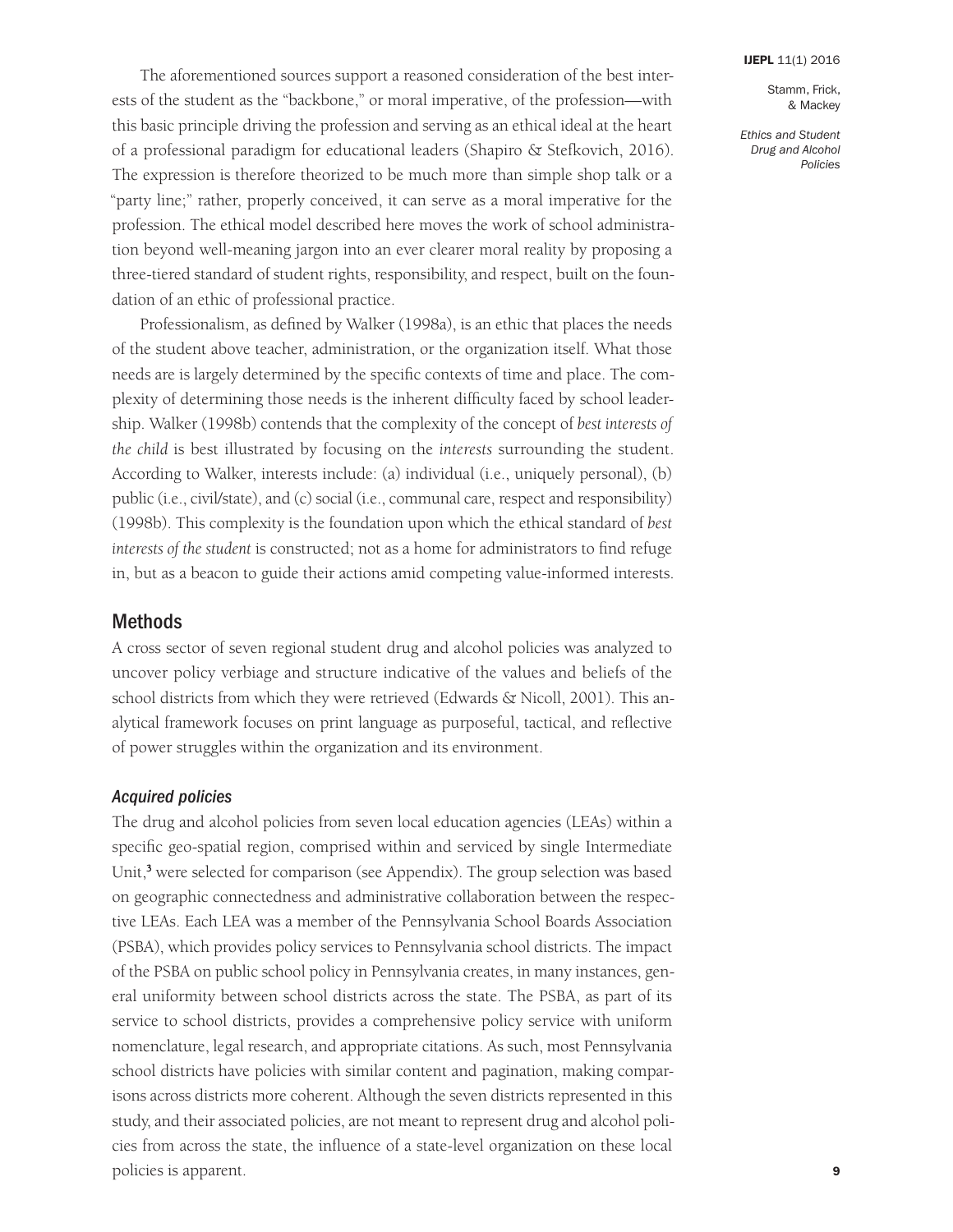The aforementioned sources support a reasoned consideration of the best interests of the student as the "backbone," or moral imperative, of the profession—with this basic principle driving the profession and serving as an ethical ideal at the heart of a professional paradigm for educational leaders (Shapiro & Stefkovich, 2016). The expression is therefore theorized to be much more than simple shop talk or a "party line;" rather, properly conceived, it can serve as a moral imperative for the profession. The ethical model described here moves the work of school administration beyond well-meaning jargon into an ever clearer moral reality by proposing a three-tiered standard of student rights, responsibility, and respect, built on the foundation of an ethic of professional practice.

Professionalism, as defined by Walker (1998a), is an ethic that places the needs of the student above teacher, administration, or the organization itself. What those needs are is largely determined by the specific contexts of time and place. The complexity of determining those needs is the inherent difficulty faced by school leadership. Walker (1998b) contends that the complexity of the concept of *best interests of the child* is best illustrated by focusing on the *interests* surrounding the student. According to Walker, interests include: (a) individual (i.e., uniquely personal), (b) public (i.e., civil/state), and (c) social (i.e., communal care, respect and responsibility) (1998b). This complexity is the foundation upon which the ethical standard of *best interests of the student* is constructed; not as a home for administrators to find refuge in, but as a beacon to guide their actions amid competing value-informed interests.

## Methods

A cross sector of seven regional student drug and alcohol policies was analyzed to uncover policy verbiage and structure indicative of the values and beliefs of the school districts from which they were retrieved (Edwards & Nicoll, 2001). This analytical framework focuses on print language as purposeful, tactical, and reflective of power struggles within the organization and its environment.

### *Acquired policies*

The drug and alcohol policies from seven local education agencies (LEAs) within a specific geo-spatial region, comprised within and serviced by single Intermediate Unit,[3] were selected for comparison (see Appendix). The group selection was based on geographic connectedness and administrative collaboration between the respective LEAs. Each LEA was a member of the Pennsylvania School Boards Association (PSBA), which provides policy services to Pennsylvania school districts. The impact of the PSBA on public school policy in Pennsylvania creates, in many instances, general uniformity between school districts across the state. The PSBA, as part of its service to school districts, provides a comprehensive policy service with uniform nomenclature, legal research, and appropriate citations. As such, most Pennsylvania school districts have policies with similar content and pagination, making comparisons across districts more coherent. Although the seven districts represented in this study, and their associated policies, are not meant to represent drug and alcohol policies from across the state, the influence of a state-level organization on these local policies is apparent.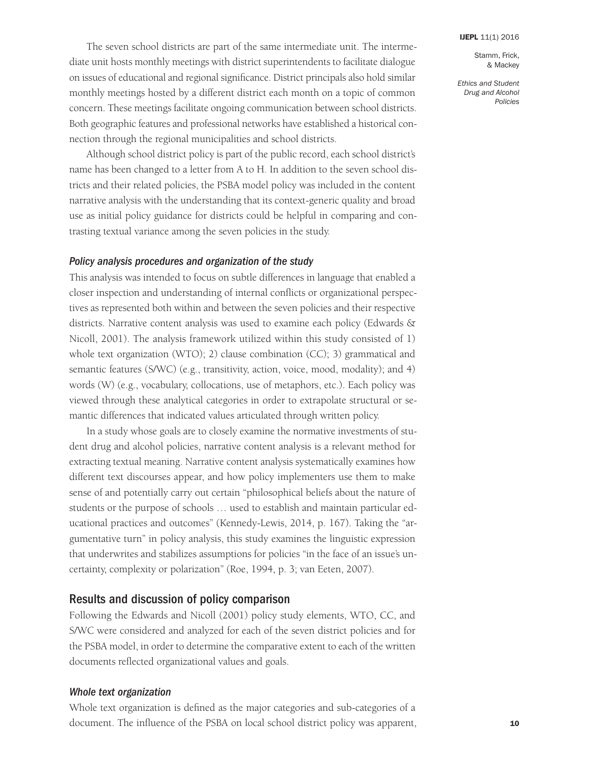The seven school districts are part of the same intermediate unit. The intermediate unit hosts monthly meetings with district superintendents to facilitate dialogue on issues of educational and regional significance. District principals also hold similar monthly meetings hosted by a different district each month on a topic of common concern. These meetings facilitate ongoing communication between school districts. Both geographic features and professional networks have established a historical connection through the regional municipalities and school districts.

Although school district policy is part of the public record, each school district's name has been changed to a letter from A to H. In addition to the seven school districts and their related policies, the PSBA model policy was included in the content narrative analysis with the understanding that its context-generic quality and broad use as initial policy guidance for districts could be helpful in comparing and contrasting textual variance among the seven policies in the study.

### *Policy analysis procedures and organization of the study*

This analysis was intended to focus on subtle differences in language that enabled a closer inspection and understanding of internal conflicts or organizational perspectives as represented both within and between the seven policies and their respective districts. Narrative content analysis was used to examine each policy (Edwards & Nicoll, 2001). The analysis framework utilized within this study consisted of 1) whole text organization (WTO); 2) clause combination (CC); 3) grammatical and semantic features (S/WC) (e.g., transitivity, action, voice, mood, modality); and 4) words (W) (e.g., vocabulary, collocations, use of metaphors, etc.). Each policy was viewed through these analytical categories in order to extrapolate structural or semantic differences that indicated values articulated through written policy.

In a study whose goals are to closely examine the normative investments of student drug and alcohol policies, narrative content analysis is a relevant method for extracting textual meaning. Narrative content analysis systematically examines how different text discourses appear, and how policy implementers use them to make sense of and potentially carry out certain "philosophical beliefs about the nature of students or the purpose of schools … used to establish and maintain particular educational practices and outcomes" (Kennedy-Lewis, 2014, p. 167). Taking the "argumentative turn" in policy analysis, this study examines the linguistic expression that underwrites and stabilizes assumptions for policies "in the face of an issue's uncertainty, complexity or polarization" (Roe, 1994, p. 3; van Eeten, 2007).

## Results and discussion of policy comparison

Following the Edwards and Nicoll (2001) policy study elements, WTO, CC, and S/WC were considered and analyzed for each of the seven district policies and for the PSBA model, in order to determine the comparative extent to each of the written documents reflected organizational values and goals.

### *Whole text organization*

Whole text organization is defined as the major categories and sub-categories of a document. The influence of the PSBA on local school district policy was apparent,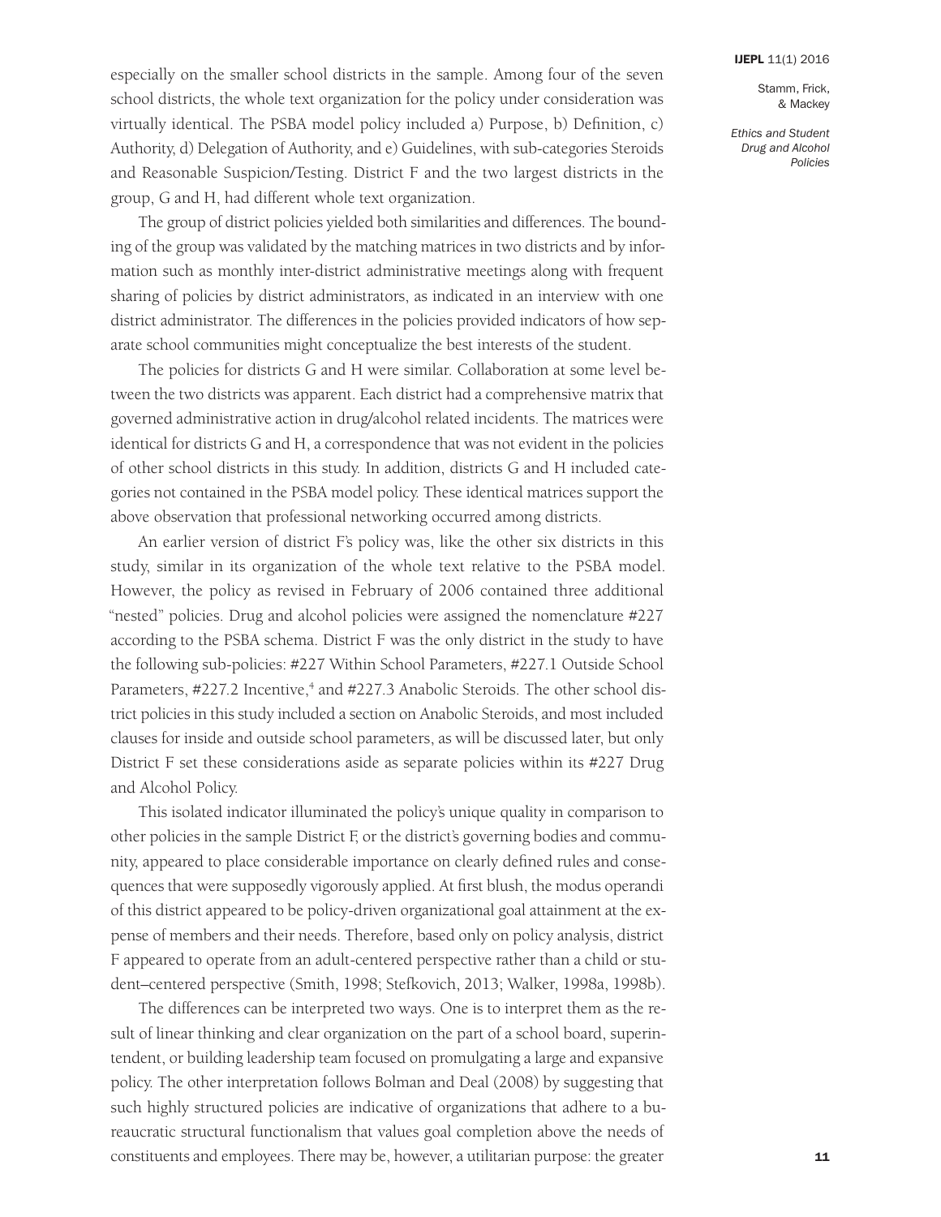especially on the smaller school districts in the sample. Among four of the seven school districts, the whole text organization for the policy under consideration was virtually identical. The PSBA model policy included a) Purpose, b) Definition, c) Authority, d) Delegation of Authority, and e) Guidelines, with sub-categories Steroids and Reasonable Suspicion/Testing. District F and the two largest districts in the group, G and H, had different whole text organization.

The group of district policies yielded both similarities and differences. The bounding of the group was validated by the matching matrices in two districts and by information such as monthly inter-district administrative meetings along with frequent sharing of policies by district administrators, as indicated in an interview with one district administrator. The differences in the policies provided indicators of how separate school communities might conceptualize the best interests of the student.

The policies for districts G and H were similar. Collaboration at some level between the two districts was apparent. Each district had a comprehensive matrix that governed administrative action in drug/alcohol related incidents. The matrices were identical for districts G and H, a correspondence that was not evident in the policies of other school districts in this study. In addition, districts G and H included categories not contained in the PSBA model policy. These identical matrices support the above observation that professional networking occurred among districts.

An earlier version of district F's policy was, like the other six districts in this study, similar in its organization of the whole text relative to the PSBA model. However, the policy as revised in February of 2006 contained three additional "nested" policies. Drug and alcohol policies were assigned the nomenclature #227 according to the PSBA schema. District F was the only district in the study to have the following sub-policies: #227 Within School Parameters, #227.1 Outside School Parameters, #227.2 Incentive,[4] and #227.3 Anabolic Steroids. The other school district policies in this study included a section on Anabolic Steroids, and most included clauses for inside and outside school parameters, as will be discussed later, but only District F set these considerations aside as separate policies within its #227 Drug and Alcohol Policy.

This isolated indicator illuminated the policy's unique quality in comparison to other policies in the sample District F, or the district's governing bodies and community, appeared to place considerable importance on clearly defined rules and consequences that were supposedly vigorously applied. At first blush, the modus operandi of this district appeared to be policy-driven organizational goal attainment at the expense of members and their needs. Therefore, based only on policy analysis, district F appeared to operate from an adult-centered perspective rather than a child or student–centered perspective (Smith, 1998; Stefkovich, 2013; Walker, 1998a, 1998b).

The differences can be interpreted two ways. One is to interpret them as the result of linear thinking and clear organization on the part of a school board, superintendent, or building leadership team focused on promulgating a large and expansive policy. The other interpretation follows Bolman and Deal (2008) by suggesting that such highly structured policies are indicative of organizations that adhere to a bureaucratic structural functionalism that values goal completion above the needs of constituents and employees. There may be, however, a utilitarian purpose: the greater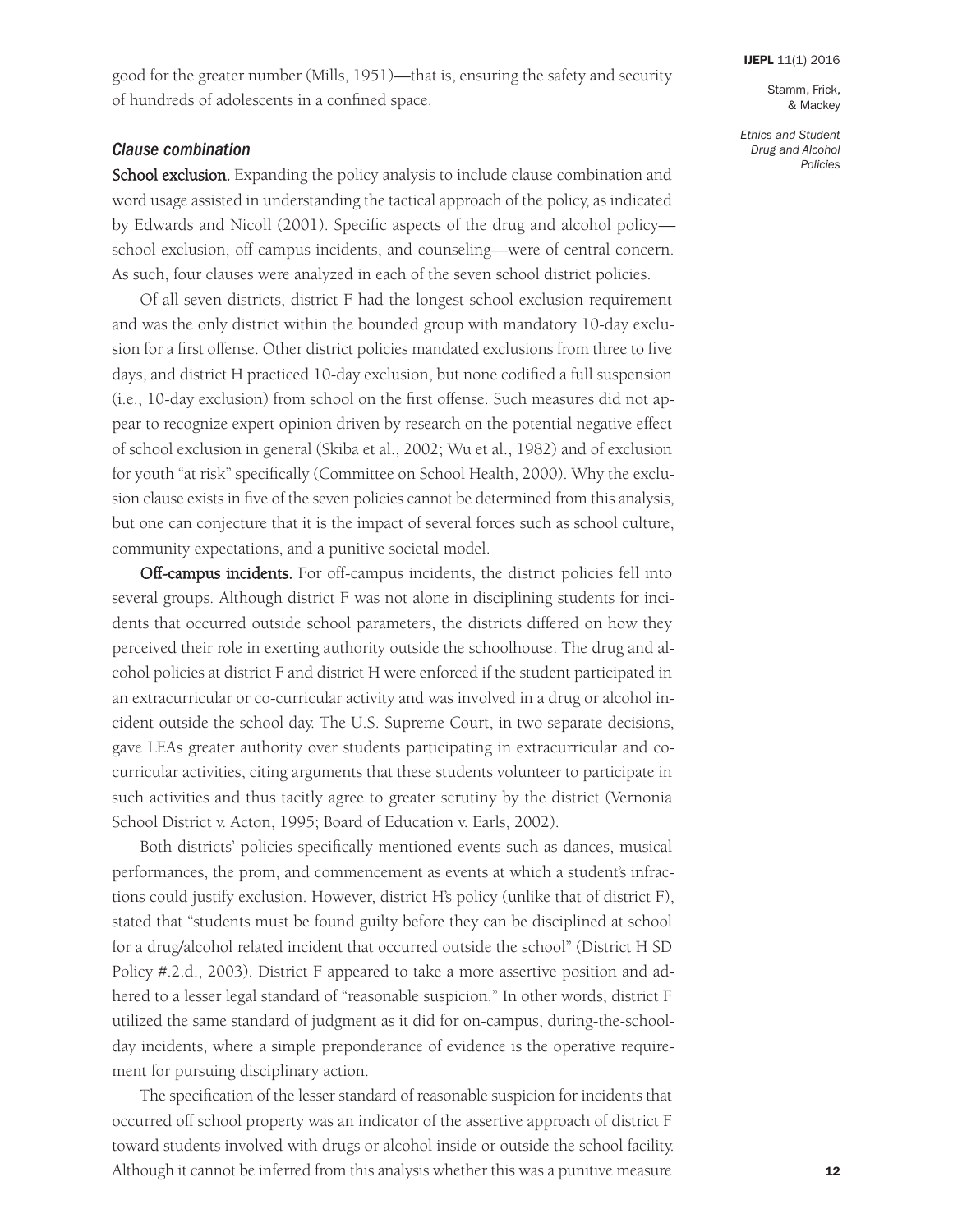good for the greater number (Mills, 1951)—that is, ensuring the safety and security of hundreds of adolescents in a confined space.

### *Clause combination*

**School exclusion.** Expanding the policy analysis to include clause combination and word usage assisted in understanding the tactical approach of the policy, as indicated by Edwards and Nicoll (2001). Specific aspects of the drug and alcohol policy—school exclusion, off campus incidents, and counseling—were of central concern. As such, four clauses were analyzed in each of the seven school district policies.

Of all seven districts, district F had the longest school exclusion requirement and was the only district within the bounded group with mandatory 10-day exclusion for a first offense. Other district policies mandated exclusions from three to five days, and district H practiced 10-day exclusion, but none codified a full suspension (i.e., 10-day exclusion) from school on the first offense. Such measures did not appear to recognize expert opinion driven by research on the potential negative effect of school exclusion in general (Skiba et al., 2002; Wu et al., 1982) and of exclusion for youth "at risk" specifically (Committee on School Health, 2000). Why the exclusion clause exists in five of the seven policies cannot be determined from this analysis, but one can conjecture that it is the impact of several forces such as school culture, community expectations, and a punitive societal model.

**Off-campus incidents.** For off-campus incidents, the district policies fell into several groups. Although district F was not alone in disciplining students for incidents that occurred outside school parameters, the districts differed on how they perceived their role in exerting authority outside the schoolhouse. The drug and alcohol policies at district F and district H were enforced if the student participated in an extracurricular or co-curricular activity and was involved in a drug or alcohol incident outside the school day. The U.S. Supreme Court, in two separate decisions, gave LEAs greater authority over students participating in extracurricular and co-curricular activities, citing arguments that these students volunteer to participate in such activities and thus tacitly agree to greater scrutiny by the district (Vernonia School District v. Acton, 1995; Board of Education v. Earls, 2002).

Both districts' policies specifically mentioned events such as dances, musical performances, the prom, and commencement as events at which a student's infractions could justify exclusion. However, district H's policy (unlike that of district F), stated that "students must be found guilty before they can be disciplined at school for a drug/alcohol related incident that occurred outside the school" (District H SD Policy #.2.d., 2003). District F appeared to take a more assertive position and adhered to a lesser legal standard of "reasonable suspicion." In other words, district F utilized the same standard of judgment as it did for on-campus, during-the-school-day incidents, where a simple preponderance of evidence is the operative requirement for pursuing disciplinary action.

The specification of the lesser standard of reasonable suspicion for incidents that occurred off school property was an indicator of the assertive approach of district F toward students involved with drugs or alcohol inside or outside the school facility. Although it cannot be inferred from this analysis whether this was a punitive measure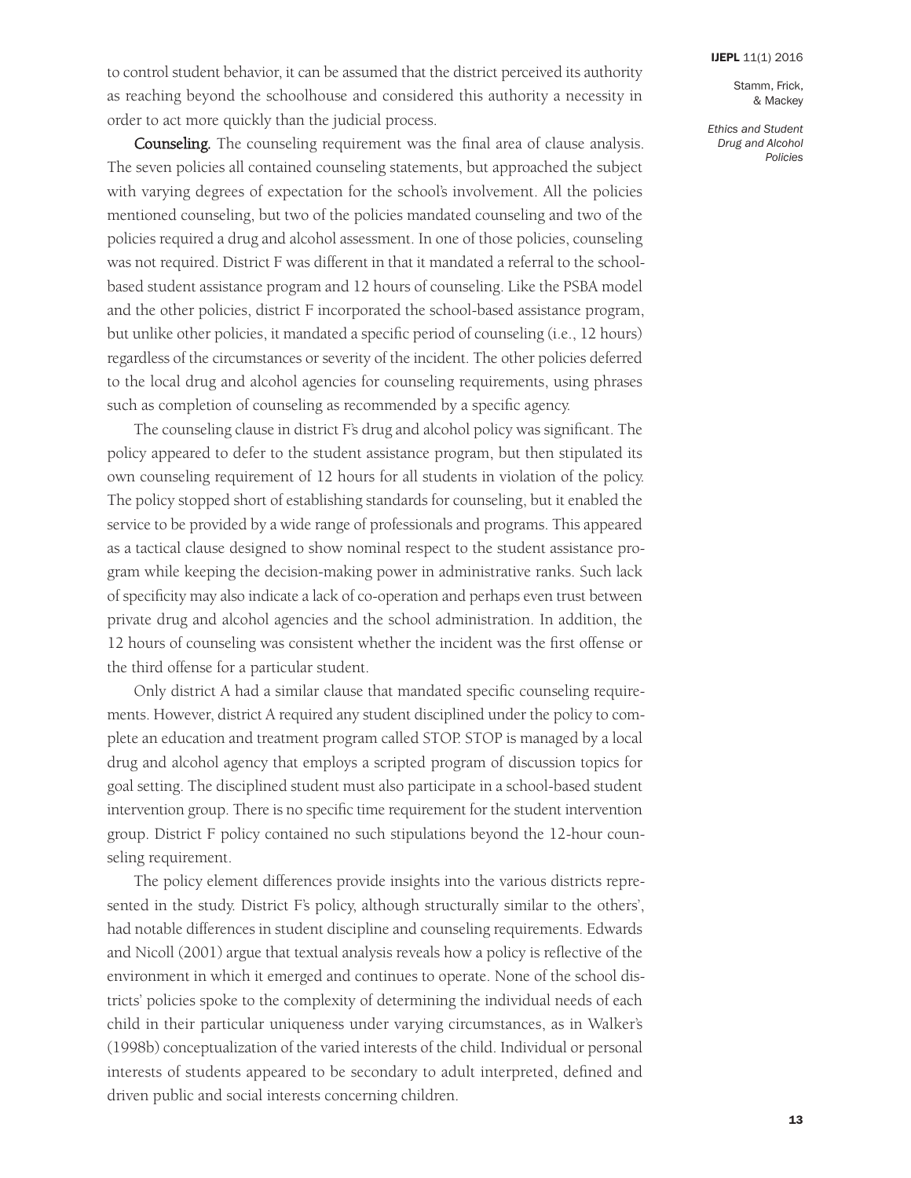to control student behavior, it can be assumed that the district perceived its authority as reaching beyond the schoolhouse and considered this authority a necessity in order to act more quickly than the judicial process.

**Counseling.** The counseling requirement was the final area of clause analysis. The seven policies all contained counseling statements, but approached the subject with varying degrees of expectation for the school's involvement. All the policies mentioned counseling, but two of the policies mandated counseling and two of the policies required a drug and alcohol assessment. In one of those policies, counseling was not required. District F was different in that it mandated a referral to the school-based student assistance program and 12 hours of counseling. Like the PSBA model and the other policies, district F incorporated the school-based assistance program, but unlike other policies, it mandated a specific period of counseling (i.e., 12 hours) regardless of the circumstances or severity of the incident. The other policies deferred to the local drug and alcohol agencies for counseling requirements, using phrases such as completion of counseling as recommended by a specific agency.

The counseling clause in district F's drug and alcohol policy was significant. The policy appeared to defer to the student assistance program, but then stipulated its own counseling requirement of 12 hours for all students in violation of the policy. The policy stopped short of establishing standards for counseling, but it enabled the service to be provided by a wide range of professionals and programs. This appeared as a tactical clause designed to show nominal respect to the student assistance program while keeping the decision-making power in administrative ranks. Such lack of specificity may also indicate a lack of co-operation and perhaps even trust between private drug and alcohol agencies and the school administration. In addition, the 12 hours of counseling was consistent whether the incident was the first offense or the third offense for a particular student.

Only district A had a similar clause that mandated specific counseling requirements. However, district A required any student disciplined under the policy to complete an education and treatment program called STOP. STOP is managed by a local drug and alcohol agency that employs a scripted program of discussion topics for goal setting. The disciplined student must also participate in a school-based student intervention group. There is no specific time requirement for the student intervention group. District F policy contained no such stipulations beyond the 12-hour counseling requirement.

The policy element differences provide insights into the various districts represented in the study. District F's policy, although structurally similar to the others', had notable differences in student discipline and counseling requirements. Edwards and Nicoll (2001) argue that textual analysis reveals how a policy is reflective of the environment in which it emerged and continues to operate. None of the school districts' policies spoke to the complexity of determining the individual needs of each child in their particular uniqueness under varying circumstances, as in Walker's (1998b) conceptualization of the varied interests of the child. Individual or personal interests of students appeared to be secondary to adult interpreted, defined and driven public and social interests concerning children.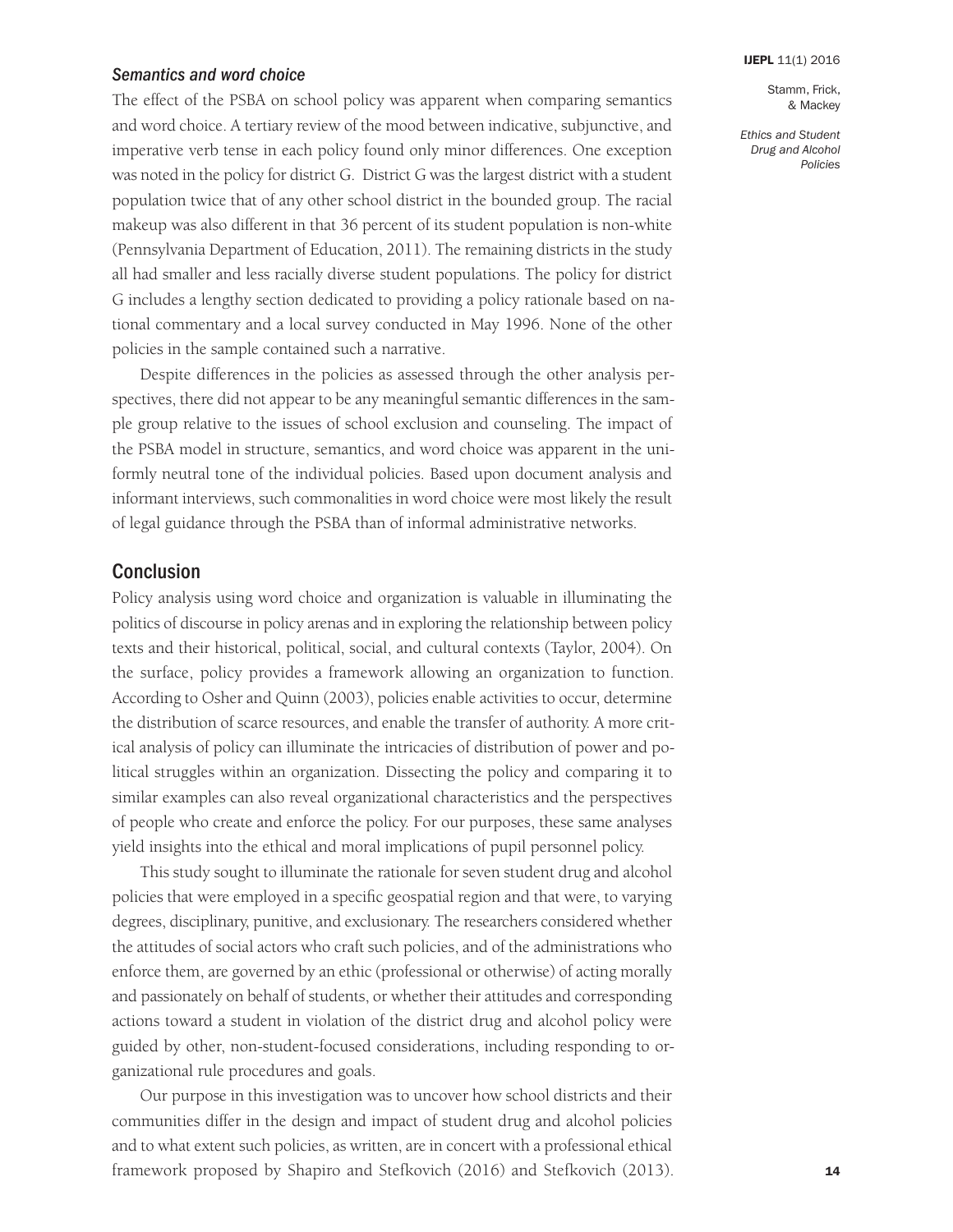### *Semantics and word choice*

The effect of the PSBA on school policy was apparent when comparing semantics and word choice. A tertiary review of the mood between indicative, subjunctive, and imperative verb tense in each policy found only minor differences. One exception was noted in the policy for district G. District G was the largest district with a student population twice that of any other school district in the bounded group. The racial makeup was also different in that 36 percent of its student population is non-white (Pennsylvania Department of Education, 2011). The remaining districts in the study all had smaller and less racially diverse student populations. The policy for district G includes a lengthy section dedicated to providing a policy rationale based on national commentary and a local survey conducted in May 1996. None of the other policies in the sample contained such a narrative.

Despite differences in the policies as assessed through the other analysis perspectives, there did not appear to be any meaningful semantic differences in the sample group relative to the issues of school exclusion and counseling. The impact of the PSBA model in structure, semantics, and word choice was apparent in the uniformly neutral tone of the individual policies. Based upon document analysis and informant interviews, such commonalities in word choice were most likely the result of legal guidance through the PSBA than of informal administrative networks.

## Conclusion

Policy analysis using word choice and organization is valuable in illuminating the politics of discourse in policy arenas and in exploring the relationship between policy texts and their historical, political, social, and cultural contexts (Taylor, 2004). On the surface, policy provides a framework allowing an organization to function. According to Osher and Quinn (2003), policies enable activities to occur, determine the distribution of scarce resources, and enable the transfer of authority. A more critical analysis of policy can illuminate the intricacies of distribution of power and political struggles within an organization. Dissecting the policy and comparing it to similar examples can also reveal organizational characteristics and the perspectives of people who create and enforce the policy. For our purposes, these same analyses yield insights into the ethical and moral implications of pupil personnel policy.

This study sought to illuminate the rationale for seven student drug and alcohol policies that were employed in a specific geospatial region and that were, to varying degrees, disciplinary, punitive, and exclusionary. The researchers considered whether the attitudes of social actors who craft such policies, and of the administrations who enforce them, are governed by an ethic (professional or otherwise) of acting morally and passionately on behalf of students, or whether their attitudes and corresponding actions toward a student in violation of the district drug and alcohol policy were guided by other, non-student-focused considerations, including responding to organizational rule procedures and goals.

Our purpose in this investigation was to uncover how school districts and their communities differ in the design and impact of student drug and alcohol policies and to what extent such policies, as written, are in concert with a professional ethical framework proposed by Shapiro and Stefkovich (2016) and Stefkovich (2013).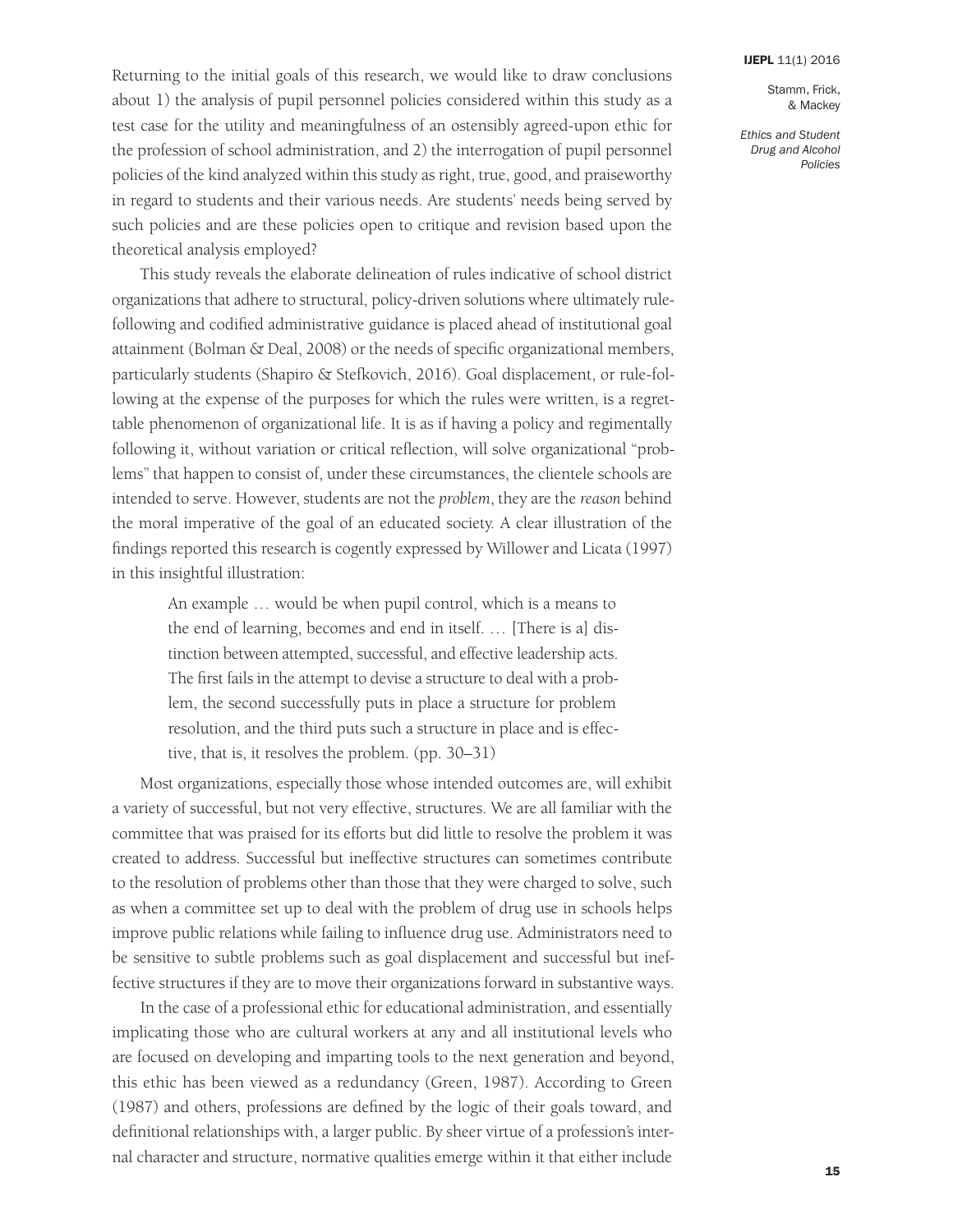Returning to the initial goals of this research, we would like to draw conclusions about 1) the analysis of pupil personnel policies considered within this study as a test case for the utility and meaningfulness of an ostensibly agreed-upon ethic for the profession of school administration, and 2) the interrogation of pupil personnel policies of the kind analyzed within this study as right, true, good, and praiseworthy in regard to students and their various needs. Are students' needs being served by such policies and are these policies open to critique and revision based upon the theoretical analysis employed?

This study reveals the elaborate delineation of rules indicative of school district organizations that adhere to structural, policy-driven solutions where ultimately rule-following and codified administrative guidance is placed ahead of institutional goal attainment (Bolman & Deal, 2008) or the needs of specific organizational members, particularly students (Shapiro & Stefkovich, 2016). Goal displacement, or rule-following at the expense of the purposes for which the rules were written, is a regrettable phenomenon of organizational life. It is as if having a policy and regimentally following it, without variation or critical reflection, will solve organizational "problems" that happen to consist of, under these circumstances, the clientele schools are intended to serve. However, students are not the *problem*, they are the *reason* behind the moral imperative of the goal of an educated society. A clear illustration of the findings reported this research is cogently expressed by Willower and Licata (1997) in this insightful illustration:

> An example … would be when pupil control, which is a means to the end of learning, becomes and end in itself. … [There is a] distinction between attempted, successful, and effective leadership acts. The first fails in the attempt to devise a structure to deal with a problem, the second successfully puts in place a structure for problem resolution, and the third puts such a structure in place and is effective, that is, it resolves the problem. (pp. 30–31)

Most organizations, especially those whose intended outcomes are, will exhibit a variety of successful, but not very effective, structures. We are all familiar with the committee that was praised for its efforts but did little to resolve the problem it was created to address. Successful but ineffective structures can sometimes contribute to the resolution of problems other than those that they were charged to solve, such as when a committee set up to deal with the problem of drug use in schools helps improve public relations while failing to influence drug use. Administrators need to be sensitive to subtle problems such as goal displacement and successful but ineffective structures if they are to move their organizations forward in substantive ways.

In the case of a professional ethic for educational administration, and essentially implicating those who are cultural workers at any and all institutional levels who are focused on developing and imparting tools to the next generation and beyond, this ethic has been viewed as a redundancy (Green, 1987). According to Green (1987) and others, professions are defined by the logic of their goals toward, and definitional relationships with, a larger public. By sheer virtue of a profession's internal character and structure, normative qualities emerge within it that either include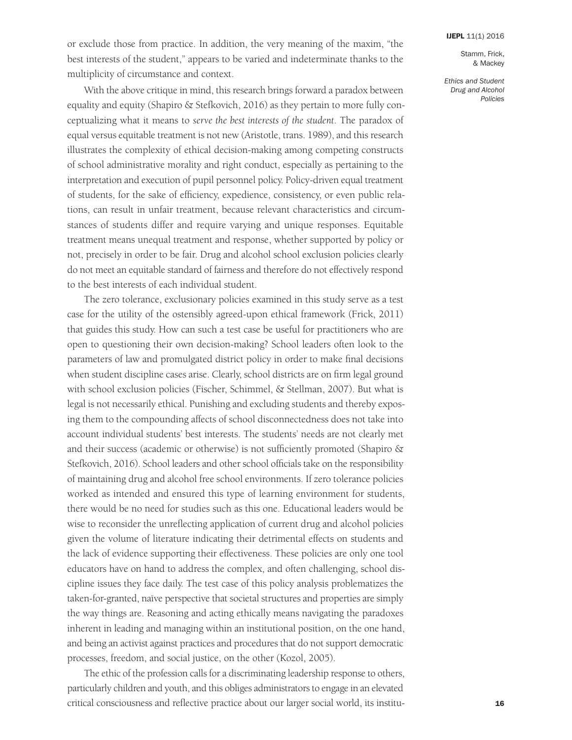or exclude those from practice. In addition, the very meaning of the maxim, "the best interests of the student," appears to be varied and indeterminate thanks to the multiplicity of circumstance and context.

With the above critique in mind, this research brings forward a paradox between equality and equity (Shapiro & Stefkovich, 2016) as they pertain to more fully conceptualizing what it means to *serve the best interests of the student*. The paradox of equal versus equitable treatment is not new (Aristotle, trans. 1989), and this research illustrates the complexity of ethical decision-making among competing constructs of school administrative morality and right conduct, especially as pertaining to the interpretation and execution of pupil personnel policy. Policy-driven equal treatment of students, for the sake of efficiency, expedience, consistency, or even public relations, can result in unfair treatment, because relevant characteristics and circumstances of students differ and require varying and unique responses. Equitable treatment means unequal treatment and response, whether supported by policy or not, precisely in order to be fair. Drug and alcohol school exclusion policies clearly do not meet an equitable standard of fairness and therefore do not effectively respond to the best interests of each individual student.

The zero tolerance, exclusionary policies examined in this study serve as a test case for the utility of the ostensibly agreed-upon ethical framework (Frick, 2011) that guides this study. How can such a test case be useful for practitioners who are open to questioning their own decision-making? School leaders often look to the parameters of law and promulgated district policy in order to make final decisions when student discipline cases arise. Clearly, school districts are on firm legal ground with school exclusion policies (Fischer, Schimmel, & Stellman, 2007). But what is legal is not necessarily ethical. Punishing and excluding students and thereby exposing them to the compounding affects of school disconnectedness does not take into account individual students' best interests. The students' needs are not clearly met and their success (academic or otherwise) is not sufficiently promoted (Shapiro & Stefkovich, 2016). School leaders and other school officials take on the responsibility of maintaining drug and alcohol free school environments. If zero tolerance policies worked as intended and ensured this type of learning environment for students, there would be no need for studies such as this one. Educational leaders would be wise to reconsider the unreflecting application of current drug and alcohol policies given the volume of literature indicating their detrimental effects on students and the lack of evidence supporting their effectiveness. These policies are only one tool educators have on hand to address the complex, and often challenging, school discipline issues they face daily. The test case of this policy analysis problematizes the taken-for-granted, naïve perspective that societal structures and properties are simply the way things are. Reasoning and acting ethically means navigating the paradoxes inherent in leading and managing within an institutional position, on the one hand, and being an activist against practices and procedures that do not support democratic processes, freedom, and social justice, on the other (Kozol, 2005).

The ethic of the profession calls for a discriminating leadership response to others, particularly children and youth, and this obliges administrators to engage in an elevated critical consciousness and reflective practice about our larger social world, its institu-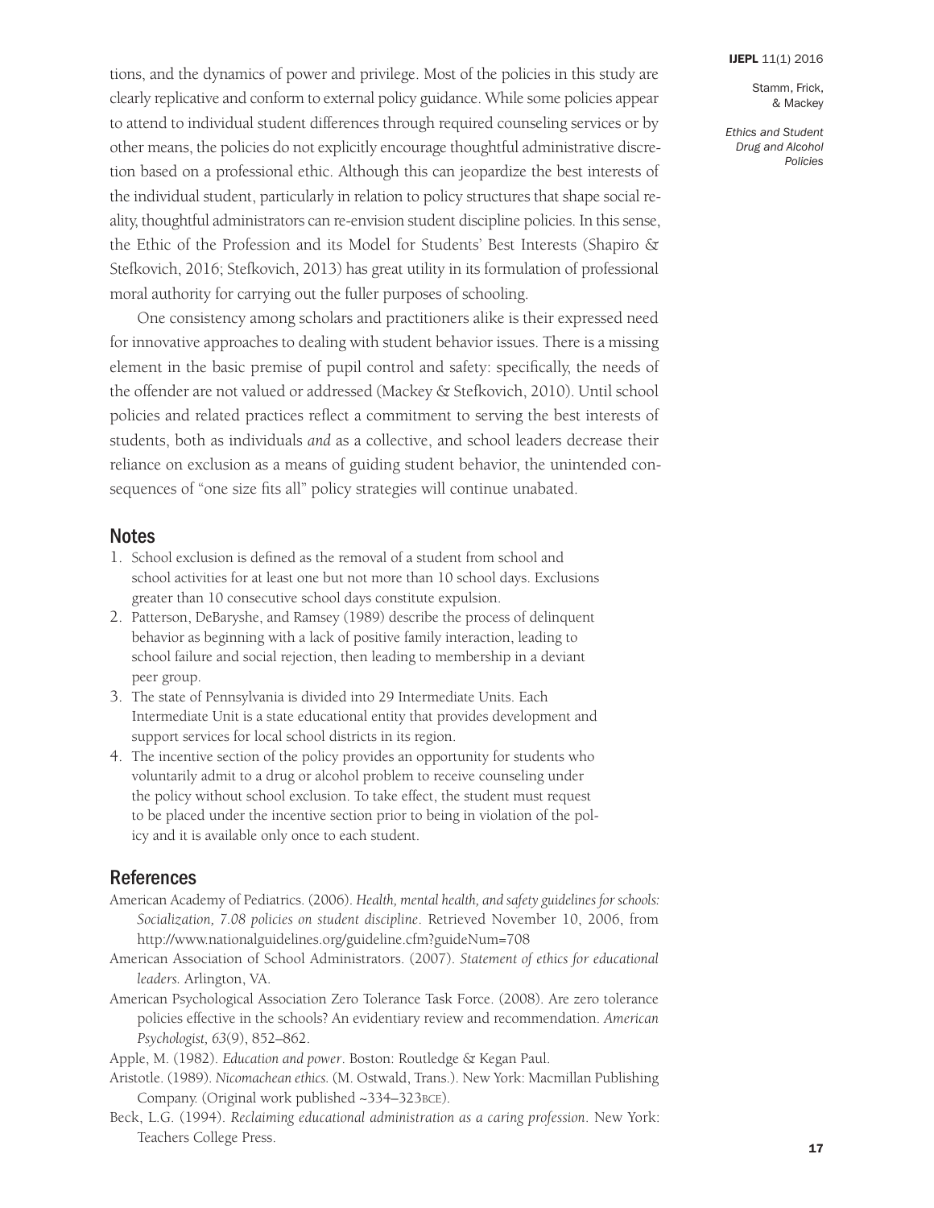tions, and the dynamics of power and privilege. Most of the policies in this study are clearly replicative and conform to external policy guidance. While some policies appear to attend to individual student differences through required counseling services or by other means, the policies do not explicitly encourage thoughtful administrative discretion based on a professional ethic. Although this can jeopardize the best interests of the individual student, particularly in relation to policy structures that shape social reality, thoughtful administrators can re-envision student discipline policies. In this sense, the Ethic of the Profession and its Model for Students' Best Interests (Shapiro & Stefkovich, 2016; Stefkovich, 2013) has great utility in its formulation of professional moral authority for carrying out the fuller purposes of schooling.

One consistency among scholars and practitioners alike is their expressed need for innovative approaches to dealing with student behavior issues. There is a missing element in the basic premise of pupil control and safety: specifically, the needs of the offender are not valued or addressed (Mackey & Stefkovich, 2010). Until school policies and related practices reflect a commitment to serving the best interests of students, both as individuals *and* as a collective, and school leaders decrease their reliance on exclusion as a means of guiding student behavior, the unintended consequences of "one size fits all" policy strategies will continue unabated.

## Notes

1. School exclusion is defined as the removal of a student from school and school activities for at least one but not more than 10 school days. Exclusions greater than 10 consecutive school days constitute expulsion.
2. Patterson, DeBaryshe, and Ramsey (1989) describe the process of delinquent behavior as beginning with a lack of positive family interaction, leading to school failure and social rejection, then leading to membership in a deviant peer group.
3. The state of Pennsylvania is divided into 29 Intermediate Units. Each Intermediate Unit is a state educational entity that provides development and support services for local school districts in its region.
4. The incentive section of the policy provides an opportunity for students who voluntarily admit to a drug or alcohol problem to receive counseling under the policy without school exclusion. To take effect, the student must request to be placed under the incentive section prior to being in violation of the policy and it is available only once to each student.

## References

American Academy of Pediatrics. (2006). *Health, mental health, and safety guidelines for schools: Socialization, 7.08 policies on student discipline*. Retrieved November 10, 2006, from http://www.nationalguidelines.org/guideline.cfm?guideNum=708

American Association of School Administrators. (2007). *Statement of ethics for educational leaders.* Arlington, VA.

American Psychological Association Zero Tolerance Task Force. (2008). Are zero tolerance policies effective in the schools? An evidentiary review and recommendation. *American Psychologist, 63*(9), 852–862.

Apple, M. (1982). *Education and power*. Boston: Routledge & Kegan Paul.

Aristotle. (1989). *Nicomachean ethics.* (M. Ostwald, Trans.). New York: Macmillan Publishing Company. (Original work published ~334–323BCE).

Beck, L.G. (1994). *Reclaiming educational administration as a caring profession*. New York: Teachers College Press.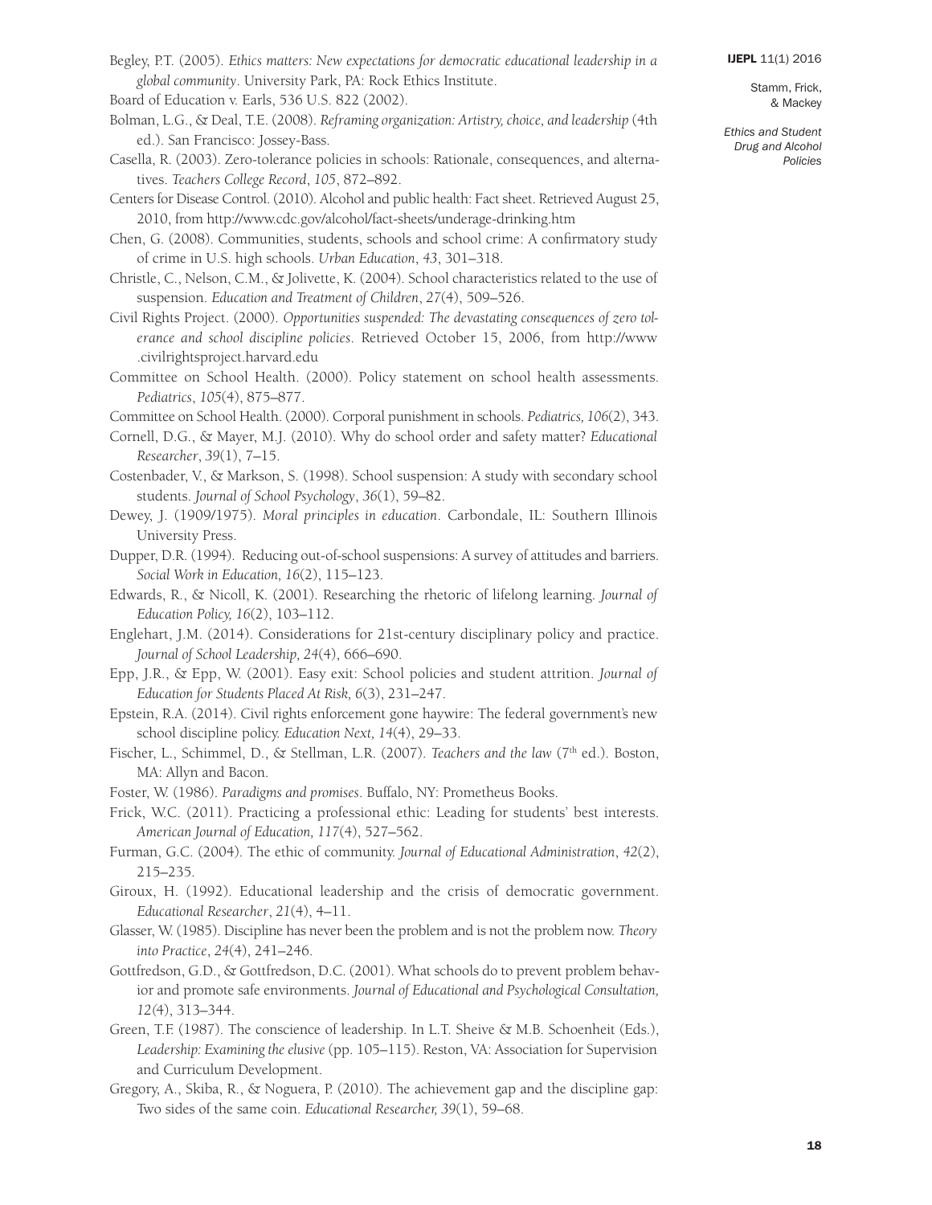Begley, P.T. (2005). *Ethics matters: New expectations for democratic educational leadership in a global community*. University Park, PA: Rock Ethics Institute.

Board of Education v. Earls, 536 U.S. 822 (2002).

Bolman, L.G., & Deal, T.E. (2008). *Reframing organization: Artistry, choice, and leadership* (4th ed.). San Francisco: Jossey-Bass.

Casella, R. (2003). Zero-tolerance policies in schools: Rationale, consequences, and alternatives. *Teachers College Record*, *105*, 872–892.

Centers for Disease Control. (2010). Alcohol and public health: Fact sheet. Retrieved August 25, 2010, from http://www.cdc.gov/alcohol/fact-sheets/underage-drinking.htm

Chen, G. (2008). Communities, students, schools and school crime: A confirmatory study of crime in U.S. high schools. *Urban Education*, *43*, 301–318.

Christle, C., Nelson, C.M., & Jolivette, K. (2004). School characteristics related to the use of suspension. *Education and Treatment of Children*, *27*(4), 509–526.

Civil Rights Project. (2000). *Opportunities suspended: The devastating consequences of zero tolerance and school discipline policies*. Retrieved October 15, 2006, from http://www.civilrightsproject.harvard.edu

Committee on School Health. (2000). Policy statement on school health assessments. *Pediatrics*, *105*(4), 875–877.

Committee on School Health. (2000). Corporal punishment in schools. *Pediatrics, 106*(2), 343.

Cornell, D.G., & Mayer, M.J. (2010). Why do school order and safety matter? *Educational Researcher*, *39*(1), 7–15.

Costenbader, V., & Markson, S. (1998). School suspension: A study with secondary school students. *Journal of School Psychology*, *36*(1), 59–82.

Dewey, J. (1909/1975). *Moral principles in education*. Carbondale, IL: Southern Illinois University Press.

Dupper, D.R. (1994). Reducing out-of-school suspensions: A survey of attitudes and barriers. *Social Work in Education, 16*(2), 115–123.

Edwards, R., & Nicoll, K. (2001). Researching the rhetoric of lifelong learning. *Journal of Education Policy, 16*(2), 103–112.

Englehart, J.M. (2014). Considerations for 21st-century disciplinary policy and practice. *Journal of School Leadership, 24*(4), 666–690.

Epp, J.R., & Epp, W. (2001). Easy exit: School policies and student attrition. *Journal of Education for Students Placed At Risk, 6*(3), 231–247.

Epstein, R.A. (2014). Civil rights enforcement gone haywire: The federal government's new school discipline policy. *Education Next, 14*(4), 29–33.

Fischer, L., Schimmel, D., & Stellman, L.R. (2007). *Teachers and the law* (7th ed.). Boston, MA: Allyn and Bacon.

Foster, W. (1986). *Paradigms and promises*. Buffalo, NY: Prometheus Books.

Frick, W.C. (2011). Practicing a professional ethic: Leading for students' best interests. *American Journal of Education, 117*(4), 527–562.

Furman, G.C. (2004). The ethic of community. *Journal of Educational Administration*, *42*(2), 215–235.

Giroux, H. (1992). Educational leadership and the crisis of democratic government. *Educational Researcher*, *21*(4), 4–11.

Glasser, W. (1985). Discipline has never been the problem and is not the problem now. *Theory into Practice*, *24*(4), 241–246.

Gottfredson, G.D., & Gottfredson, D.C. (2001). What schools do to prevent problem behavior and promote safe environments. *Journal of Educational and Psychological Consultation, 12*(4), 313–344.

Green, T.F. (1987). The conscience of leadership. In L.T. Sheive & M.B. Schoenheit (Eds.), *Leadership: Examining the elusive* (pp. 105–115). Reston, VA: Association for Supervision and Curriculum Development.

Gregory, A., Skiba, R., & Noguera, P. (2010). The achievement gap and the discipline gap: Two sides of the same coin. *Educational Researcher, 39*(1), 59–68.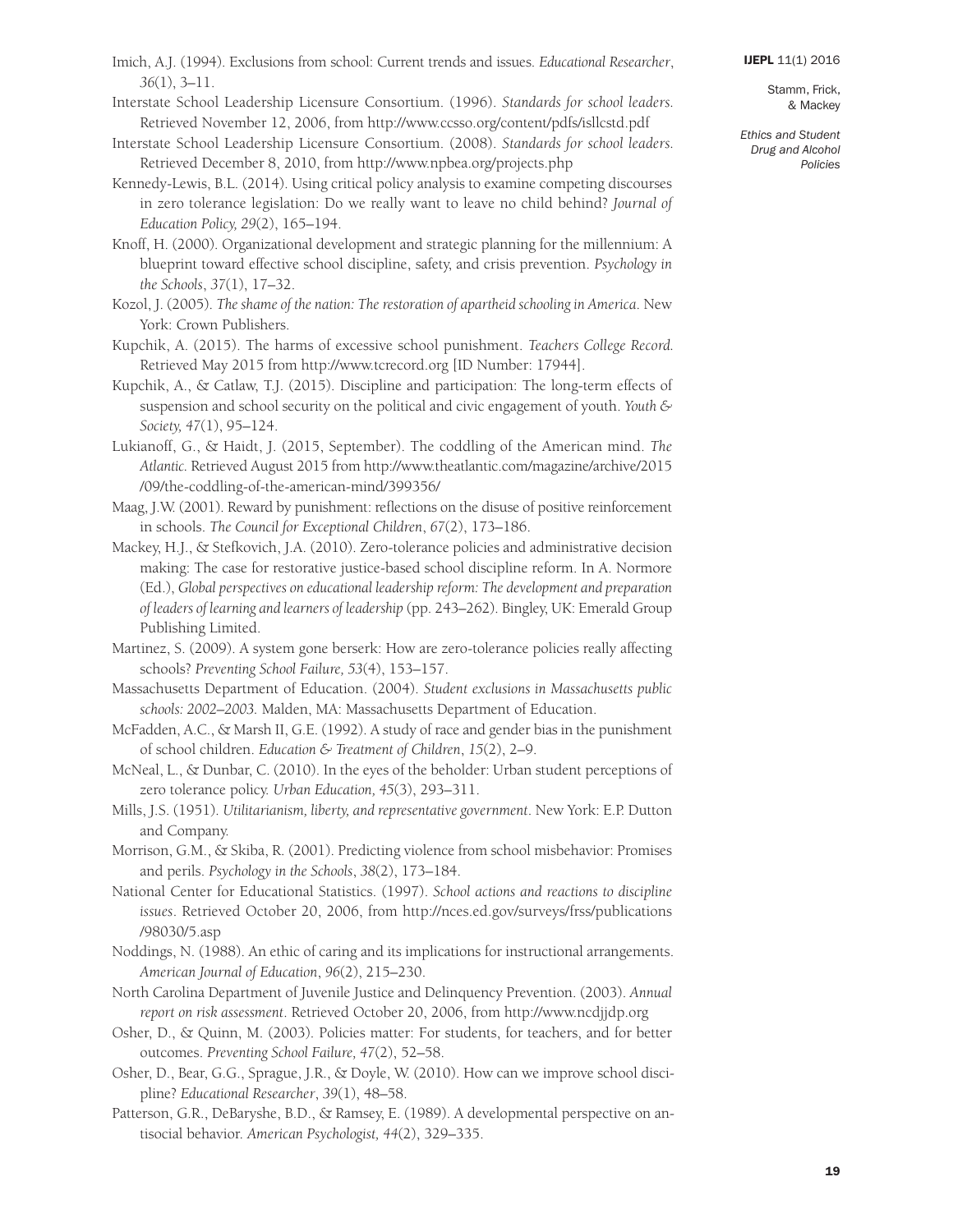Imich, A.J. (1994). Exclusions from school: Current trends and issues. *Educational Researcher*, *36*(1), 3–11.

Interstate School Leadership Licensure Consortium. (1996). *Standards for school leaders*. Retrieved November 12, 2006, from http://www.ccsso.org/content/pdfs/isllcstd.pdf

Interstate School Leadership Licensure Consortium. (2008). *Standards for school leaders*. Retrieved December 8, 2010, from http://www.npbea.org/projects.php

Kennedy-Lewis, B.L. (2014). Using critical policy analysis to examine competing discourses in zero tolerance legislation: Do we really want to leave no child behind? *Journal of Education Policy, 29*(2), 165–194.

Knoff, H. (2000). Organizational development and strategic planning for the millennium: A blueprint toward effective school discipline, safety, and crisis prevention. *Psychology in the Schools*, *37*(1), 17–32.

Kozol, J. (2005). *The shame of the nation: The restoration of apartheid schooling in America*. New York: Crown Publishers.

Kupchik, A. (2015). The harms of excessive school punishment. *Teachers College Record.* Retrieved May 2015 from http://www.tcrecord.org [ID Number: 17944].

Kupchik, A., & Catlaw, T.J. (2015). Discipline and participation: The long-term effects of suspension and school security on the political and civic engagement of youth. *Youth & Society, 47*(1), 95–124.

Lukianoff, G., & Haidt, J. (2015, September). The coddling of the American mind. *The Atlantic*. Retrieved August 2015 from http://www.theatlantic.com/magazine/archive/2015/09/the-coddling-of-the-american-mind/399356/

Maag, J.W. (2001). Reward by punishment: reflections on the disuse of positive reinforcement in schools. *The Council for Exceptional Children*, *67*(2), 173–186.

Mackey, H.J., & Stefkovich, J.A. (2010). Zero-tolerance policies and administrative decision making: The case for restorative justice-based school discipline reform. In A. Normore (Ed.), *Global perspectives on educational leadership reform: The development and preparation of leaders of learning and learners of leadership* (pp. 243–262). Bingley, UK: Emerald Group Publishing Limited.

Martinez, S. (2009). A system gone berserk: How are zero-tolerance policies really affecting schools? *Preventing School Failure, 53*(4), 153–157.

Massachusetts Department of Education. (2004). *Student exclusions in Massachusetts public schools: 2002–2003.* Malden, MA: Massachusetts Department of Education.

McFadden, A.C., & Marsh II, G.E. (1992). A study of race and gender bias in the punishment of school children. *Education & Treatment of Children*, *15*(2), 2–9.

McNeal, L., & Dunbar, C. (2010). In the eyes of the beholder: Urban student perceptions of zero tolerance policy. *Urban Education, 45*(3), 293–311.

Mills, J.S. (1951). *Utilitarianism, liberty, and representative government*. New York: E.P. Dutton and Company.

Morrison, G.M., & Skiba, R. (2001). Predicting violence from school misbehavior: Promises and perils. *Psychology in the Schools*, *38*(2), 173–184.

National Center for Educational Statistics. (1997). *School actions and reactions to discipline issues*. Retrieved October 20, 2006, from http://nces.ed.gov/surveys/frss/publications/98030/5.asp

Noddings, N. (1988). An ethic of caring and its implications for instructional arrangements. *American Journal of Education*, *96*(2), 215–230.

North Carolina Department of Juvenile Justice and Delinquency Prevention. (2003). *Annual report on risk assessment*. Retrieved October 20, 2006, from http://www.ncdjjdp.org

Osher, D., & Quinn, M. (2003). Policies matter: For students, for teachers, and for better outcomes. *Preventing School Failure, 47*(2), 52–58.

Osher, D., Bear, G.G., Sprague, J.R., & Doyle, W. (2010). How can we improve school discipline? *Educational Researcher*, *39*(1), 48–58.

Patterson, G.R., DeBaryshe, B.D., & Ramsey, E. (1989). A developmental perspective on antisocial behavior. *American Psychologist, 44*(2), 329–335.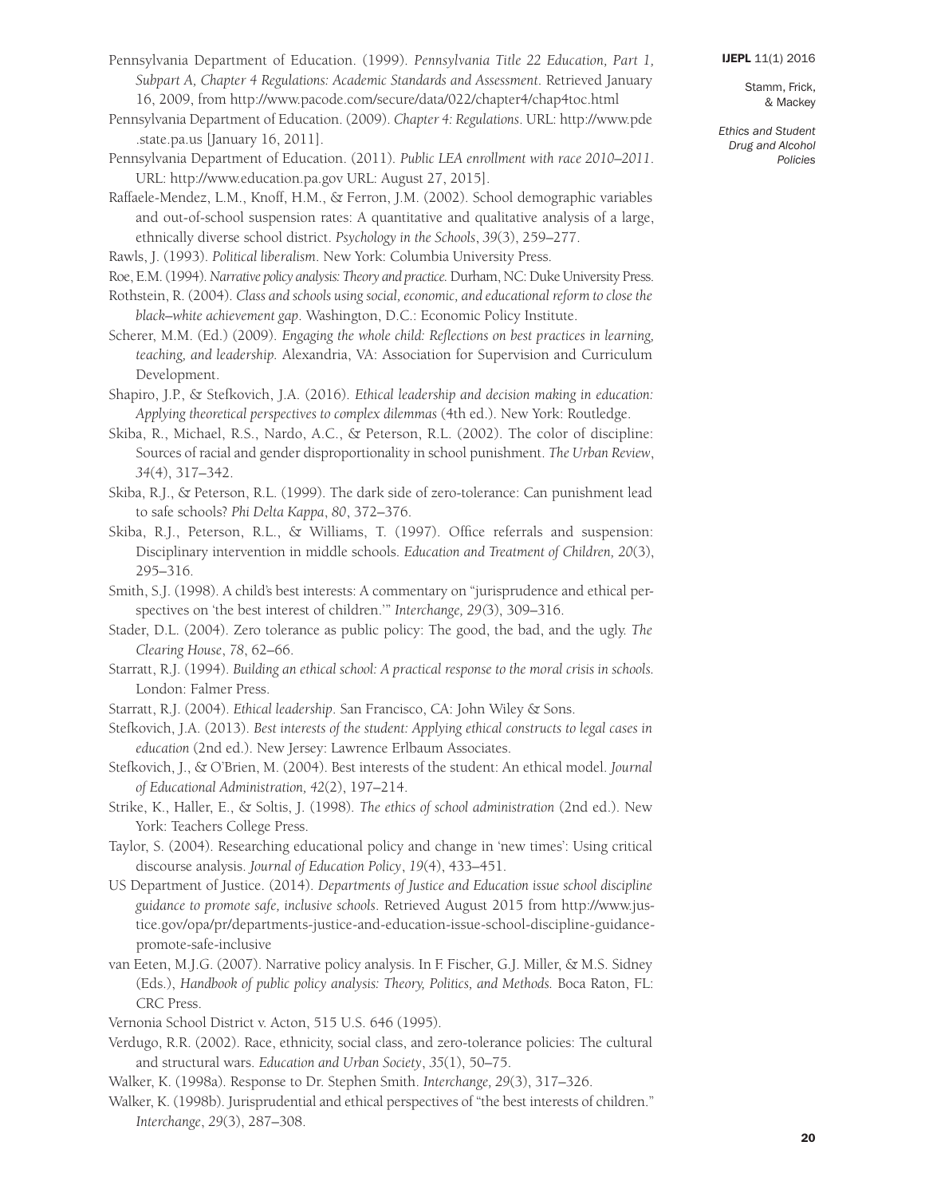Pennsylvania Department of Education. (1999). *Pennsylvania Title 22 Education, Part 1, Subpart A, Chapter 4 Regulations: Academic Standards and Assessment*. Retrieved January 16, 2009, from http://www.pacode.com/secure/data/022/chapter4/chap4toc.html

Pennsylvania Department of Education. (2009). *Chapter 4: Regulations*. URL: http://www.pde.state.pa.us [January 16, 2011].

Pennsylvania Department of Education. (2011). *Public LEA enrollment with race 2010–2011*. URL: http://www.education.pa.gov URL: August 27, 2015].

Raffaele-Mendez, L.M., Knoff, H.M., & Ferron, J.M. (2002). School demographic variables and out-of-school suspension rates: A quantitative and qualitative analysis of a large, ethnically diverse school district. *Psychology in the Schools*, *39*(3), 259–277.

Rawls, J. (1993). *Political liberalism*. New York: Columbia University Press.

Roe, E.M. (1994). *Narrative policy analysis: Theory and practice.* Durham, NC: Duke University Press.

Rothstein, R. (2004). *Class and schools using social, economic, and educational reform to close the black–white achievement gap*. Washington, D.C.: Economic Policy Institute.

Scherer, M.M. (Ed.) (2009). *Engaging the whole child: Reflections on best practices in learning, teaching, and leadership.* Alexandria, VA: Association for Supervision and Curriculum Development.

Shapiro, J.P., & Stefkovich, J.A. (2016). *Ethical leadership and decision making in education: Applying theoretical perspectives to complex dilemmas* (4th ed.). New York: Routledge.

Skiba, R., Michael, R.S., Nardo, A.C., & Peterson, R.L. (2002). The color of discipline: Sources of racial and gender disproportionality in school punishment. *The Urban Review*, *34*(4), 317–342.

Skiba, R.J., & Peterson, R.L. (1999). The dark side of zero-tolerance: Can punishment lead to safe schools? *Phi Delta Kappa*, *80*, 372–376.

Skiba, R.J., Peterson, R.L., & Williams, T. (1997). Office referrals and suspension: Disciplinary intervention in middle schools. *Education and Treatment of Children, 20*(3), 295–316.

Smith, S.J. (1998). A child's best interests: A commentary on "jurisprudence and ethical perspectives on 'the best interest of children.'" *Interchange, 29*(3), 309–316.

Stader, D.L. (2004). Zero tolerance as public policy: The good, the bad, and the ugly. *The Clearing House*, *78*, 62–66.

Starratt, R.J. (1994). *Building an ethical school: A practical response to the moral crisis in schools.* London: Falmer Press.

Starratt, R.J. (2004). *Ethical leadership*. San Francisco, CA: John Wiley & Sons.

Stefkovich, J.A. (2013). *Best interests of the student: Applying ethical constructs to legal cases in education* (2nd ed.). New Jersey: Lawrence Erlbaum Associates.

Stefkovich, J., & O'Brien, M. (2004). Best interests of the student: An ethical model. *Journal of Educational Administration, 42*(2), 197–214.

Strike, K., Haller, E., & Soltis, J. (1998). *The ethics of school administration* (2nd ed.). New York: Teachers College Press.

Taylor, S. (2004). Researching educational policy and change in 'new times': Using critical discourse analysis. *Journal of Education Policy*, *19*(4), 433–451.

US Department of Justice. (2014). *Departments of Justice and Education issue school discipline guidance to promote safe, inclusive schools*. Retrieved August 2015 from http://www.justice.gov/opa/pr/departments-justice-and-education-issue-school-discipline-guidance-promote-safe-inclusive

van Eeten, M.J.G. (2007). Narrative policy analysis. In F. Fischer, G.J. Miller, & M.S. Sidney (Eds.), *Handbook of public policy analysis: Theory, Politics, and Methods.* Boca Raton, FL: CRC Press.

Vernonia School District v. Acton, 515 U.S. 646 (1995).

Verdugo, R.R. (2002). Race, ethnicity, social class, and zero-tolerance policies: The cultural and structural wars. *Education and Urban Society*, *35*(1), 50–75.

Walker, K. (1998a). Response to Dr. Stephen Smith. *Interchange, 29*(3), 317–326.

Walker, K. (1998b). Jurisprudential and ethical perspectives of "the best interests of children." *Interchange*, *29*(3), 287–308.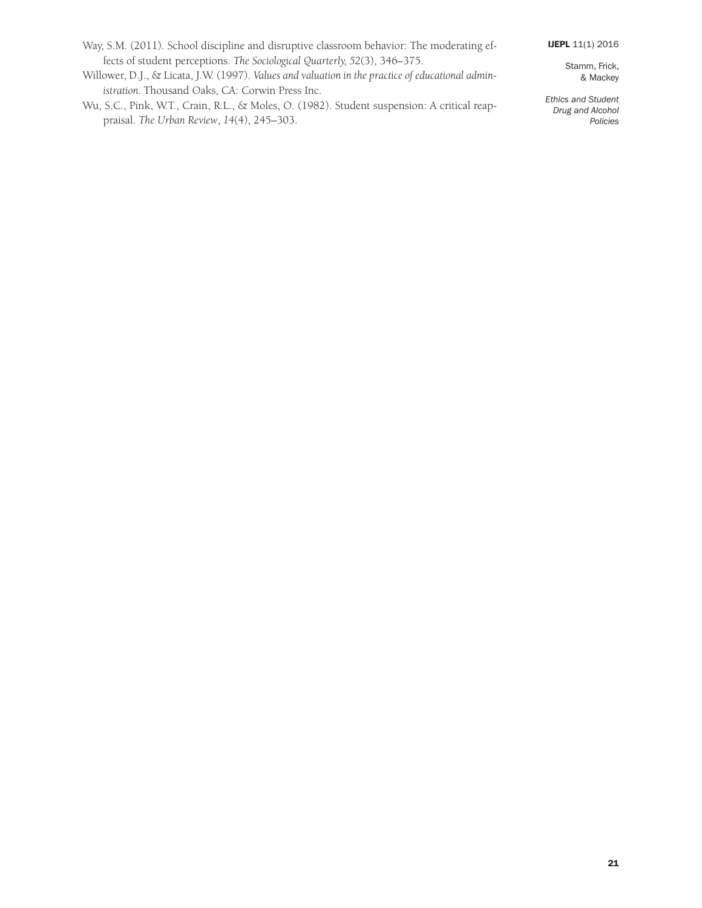Way, S.M. (2011). School discipline and disruptive classroom behavior: The moderating effects of student perceptions. *The Sociological Quarterly, 52*(3), 346–375.

Willower, D.J., & Licata, J.W. (1997). *Values and valuation in the practice of educational administration.* Thousand Oaks, CA: Corwin Press Inc.

Wu, S.C., Pink, W.T., Crain, R.L., & Moles, O. (1982). Student suspension: A critical reappraisal. *The Urban Review*, *14*(4), 245–303.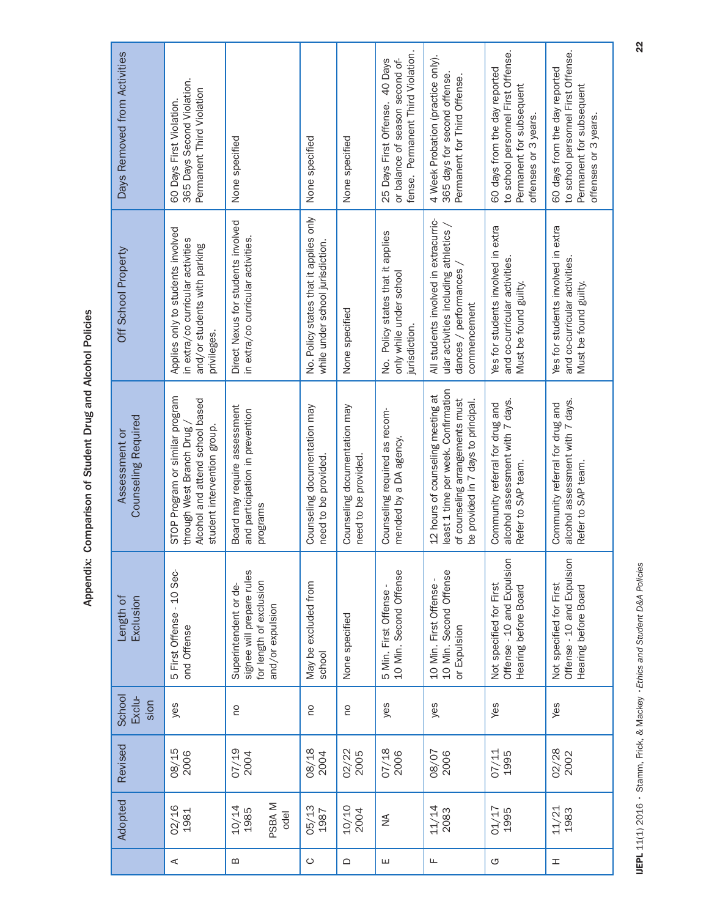## Appendix: Comparison of Student Drug and Alcohol Policies

| | Adopted | Revised | School Exclusion | Length of Exclusion | Assessment or Counseling Required | Off School Property | Days Removed from Activities |
|---|---|---|---|---|---|---|---|
| A | 02/16 1981 | 08/15 2006 | yes | 5 First Offense - 10 Second Offense | STOP Program or similar program through West Branch Drug / Alcohol and attend school based student intervention group. | Applies only to students involved in extra/co curricular activities and/or students with parking privileges. | 60 Days First Violation. 365 Days Second Violation. Permanent Third Violation |
| B | 10/14 1985 PSBA Model | 07/19 2004 | no | Superintendent or designee will prepare rules for length of exclusion and/or expulsion | Board may require assessment and participation in prevention programs | Direct Nexus for students involved in extra/co curricular activities. | None specified |
| C | 05/13 1987 | 08/18 2004 | no | May be excluded from school | Counseling documentation may need to be provided. | No. Policy states that it applies only while under school jurisdiction. | None specified |
| D | 10/10 2004 | 02/22 2005 | no | None specified | Counseling documentation may need to be provided. | None specified | None specified |
| E | NA | 07/18 2006 | yes | 5 Min. First Offense - 10 Min. Second Offense | Counseling required as recommended by a DA agency. | No. Policy states that it applies only while under school jurisdiction. | 25 Days First Offense. 40 Days or balance of season second offense. Permanent Third Violation. |
| F | 11/14 2083 | 08/07 2006 | yes | 10 Min. First Offense - 10 Min. Second Offense or Expulsion | 12 hours of counseling meeting at least 1 time per week. Confirmation of counseling arrangements must be provided in 7 days to principal. | All students involved in extracurricular activities including athletics / dances / performances / commencement | 4 Week Probation (practice only). 365 days for second offense. Permanent for Third Offense. |
| G | 01/17 1995 | 07/11 1995 | Yes | Not specified for First Offense - 10 and Expulsion Hearing before Board | Community referral for drug and alcohol assessment with 7 days. Refer to SAP team. | Yes for students involved in extra and co-curricular activities. Must be found guilty. | 60 days from the day reported to school personnel First Offense. Permanent for subsequent offenses or 3 years. |
| H | 11/21 1983 | 02/28 2002 | Yes | Not specified for First Offense - 10 and Expulsion Hearing before Board | Community referral for drug and alcohol assessment with 7 days. Refer to SAP team. | Yes for students involved in extra and co-curricular activities. Must be found guilty. | 60 days from the day reported to school personnel First Offense. Permanent for subsequent offenses or 3 years. |